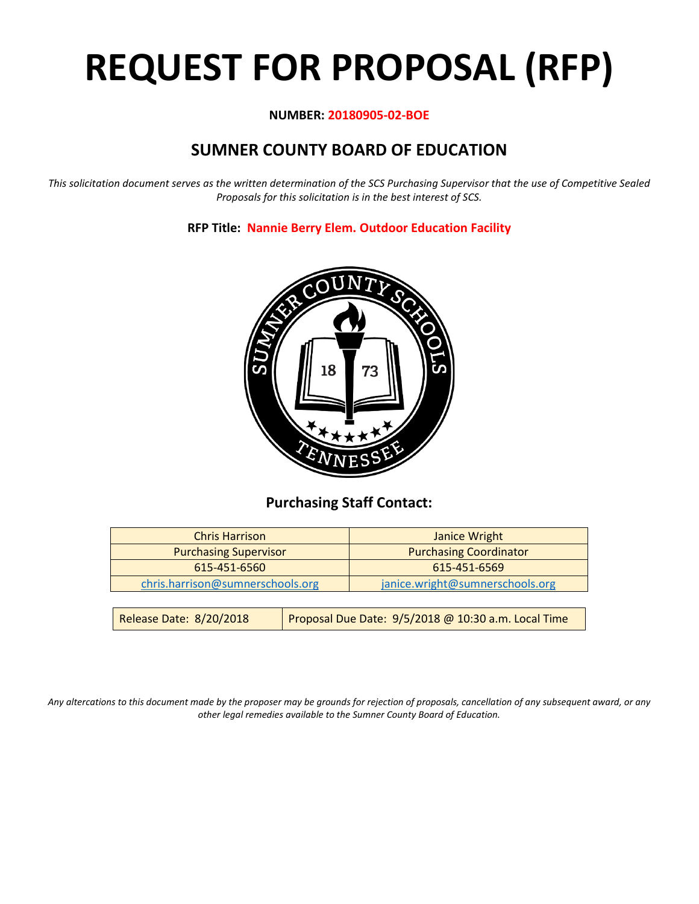# REQUEST FOR PROPOSAL (RFP)

**NUMBER: 20180905-02-BOE**

## SUMNER COUNTY BOARD OF EDUCATION

*This solicitation document serves as the written determination of the SCS Purchasing Supervisor that the use of Competitive Sealed Proposals for this solicitation is in the best interest of SCS.*

**RFP Title: Nannie Berry Elem. Outdoor Education Facility**

### Purchasing Staff Contact:

| Chris Harrison | Janice Wright |
|---|---|
| Purchasing Supervisor | Purchasing Coordinator |
| 615-451-6560 | 615-451-6569 |
| chris.harrison@sumnerschools.org | janice.wright@sumnerschools.org |

| Release Date: 8/20/2018 | Proposal Due Date: 9/5/2018 @ 10:30 a.m. Local Time |
|---|---|

*Any altercations to this document made by the proposer may be grounds for rejection of proposals, cancellation of any subsequent award, or any other legal remedies available to the Sumner County Board of Education.*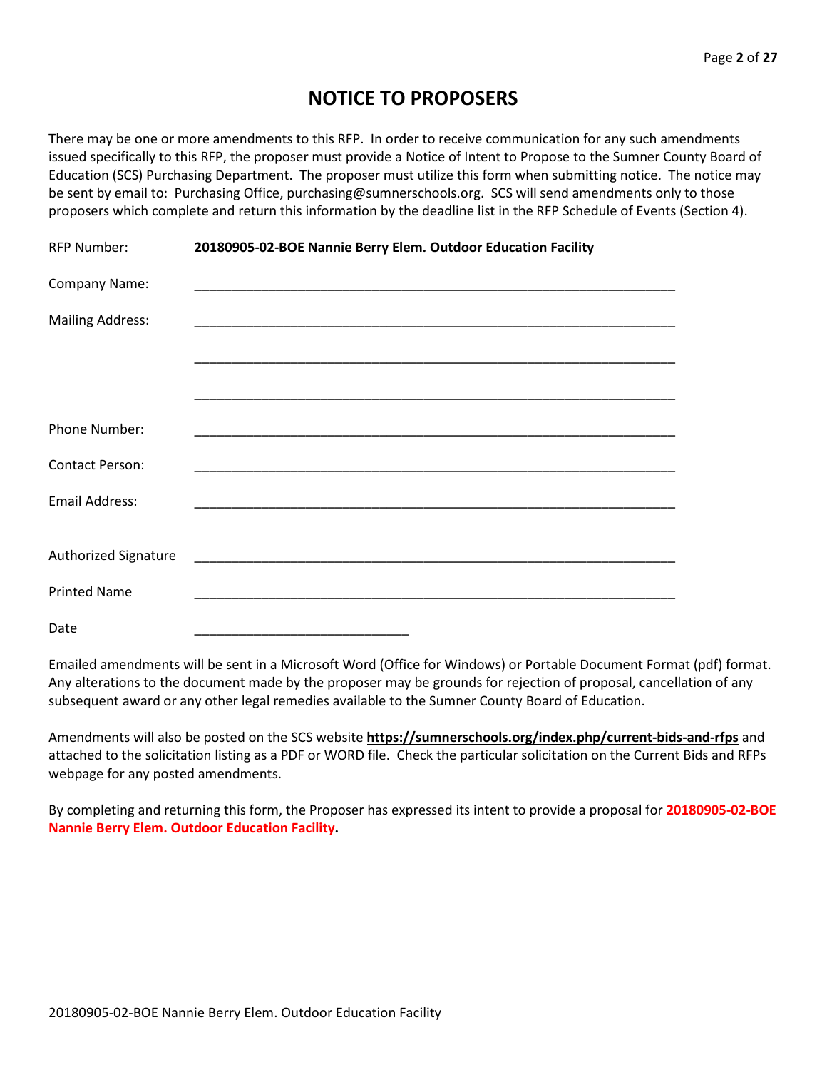# NOTICE TO PROPOSERS

There may be one or more amendments to this RFP. In order to receive communication for any such amendments issued specifically to this RFP, the proposer must provide a Notice of Intent to Propose to the Sumner County Board of Education (SCS) Purchasing Department. The proposer must utilize this form when submitting notice. The notice may be sent by email to: Purchasing Office, purchasing@sumnerschools.org. SCS will send amendments only to those proposers which complete and return this information by the deadline list in the RFP Schedule of Events (Section 4).

RFP Number: **20180905-02-BOE Nannie Berry Elem. Outdoor Education Facility**

Company Name: ___________________________________________________________________

Mailing Address: ___________________________________________________________________

___________________________________________________________________

___________________________________________________________________

Phone Number: ___________________________________________________________________

Contact Person: ___________________________________________________________________

Email Address: ___________________________________________________________________

Authorized Signature ___________________________________________________________________

Printed Name ___________________________________________________________________

Date ______________________________

Emailed amendments will be sent in a Microsoft Word (Office for Windows) or Portable Document Format (pdf) format. Any alterations to the document made by the proposer may be grounds for rejection of proposal, cancellation of any subsequent award or any other legal remedies available to the Sumner County Board of Education.

Amendments will also be posted on the SCS website **https://sumnerschools.org/index.php/current-bids-and-rfps** and attached to the solicitation listing as a PDF or WORD file. Check the particular solicitation on the Current Bids and RFPs webpage for any posted amendments.

By completing and returning this form, the Proposer has expressed its intent to provide a proposal for **20180905-02-BOE Nannie Berry Elem. Outdoor Education Facility.**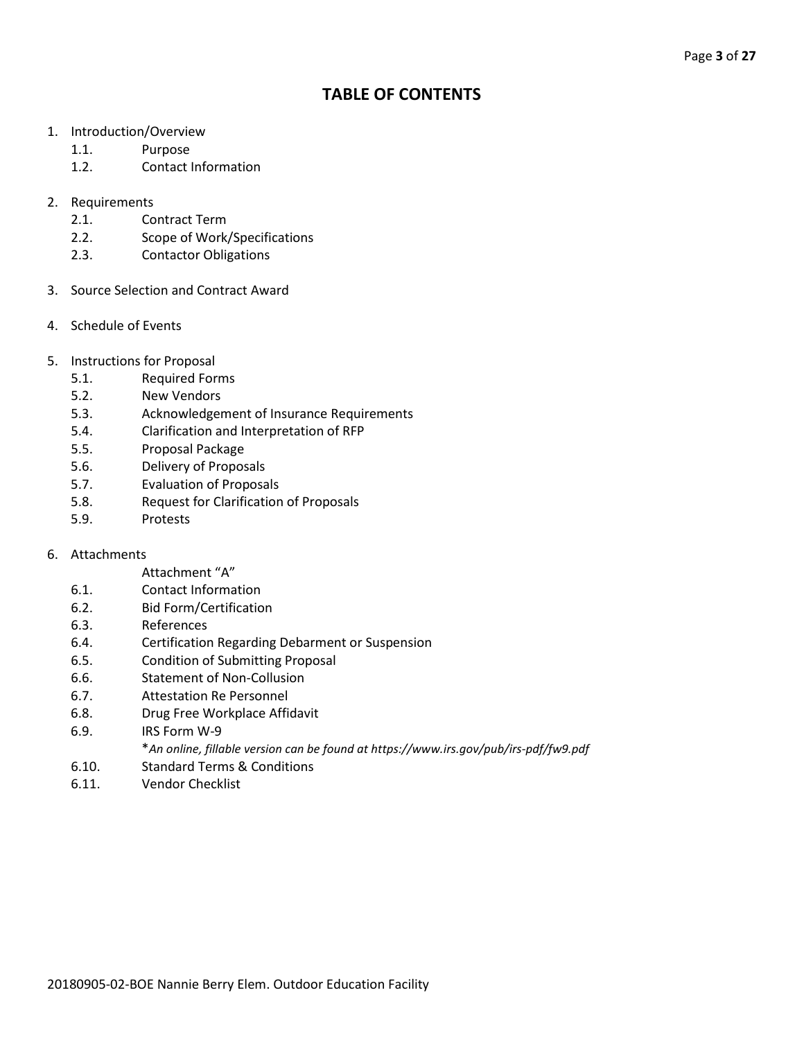# TABLE OF CONTENTS

1. Introduction/Overview
   - 1.1. Purpose
   - 1.2. Contact Information

2. Requirements
   - 2.1. Contract Term
   - 2.2. Scope of Work/Specifications
   - 2.3. Contactor Obligations

3. Source Selection and Contract Award

4. Schedule of Events

5. Instructions for Proposal
   - 5.1. Required Forms
   - 5.2. New Vendors
   - 5.3. Acknowledgement of Insurance Requirements
   - 5.4. Clarification and Interpretation of RFP
   - 5.5. Proposal Package
   - 5.6. Delivery of Proposals
   - 5.7. Evaluation of Proposals
   - 5.8. Request for Clarification of Proposals
   - 5.9. Protests

6. Attachments
   - Attachment "A"
   - 6.1. Contact Information
   - 6.2. Bid Form/Certification
   - 6.3. References
   - 6.4. Certification Regarding Debarment or Suspension
   - 6.5. Condition of Submitting Proposal
   - 6.6. Statement of Non-Collusion
   - 6.7. Attestation Re Personnel
   - 6.8. Drug Free Workplace Affidavit
   - 6.9. IRS Form W-9
     - **An online, fillable version can be found at https://www.irs.gov/pub/irs-pdf/fw9.pdf*
   - 6.10. Standard Terms & Conditions
   - 6.11. Vendor Checklist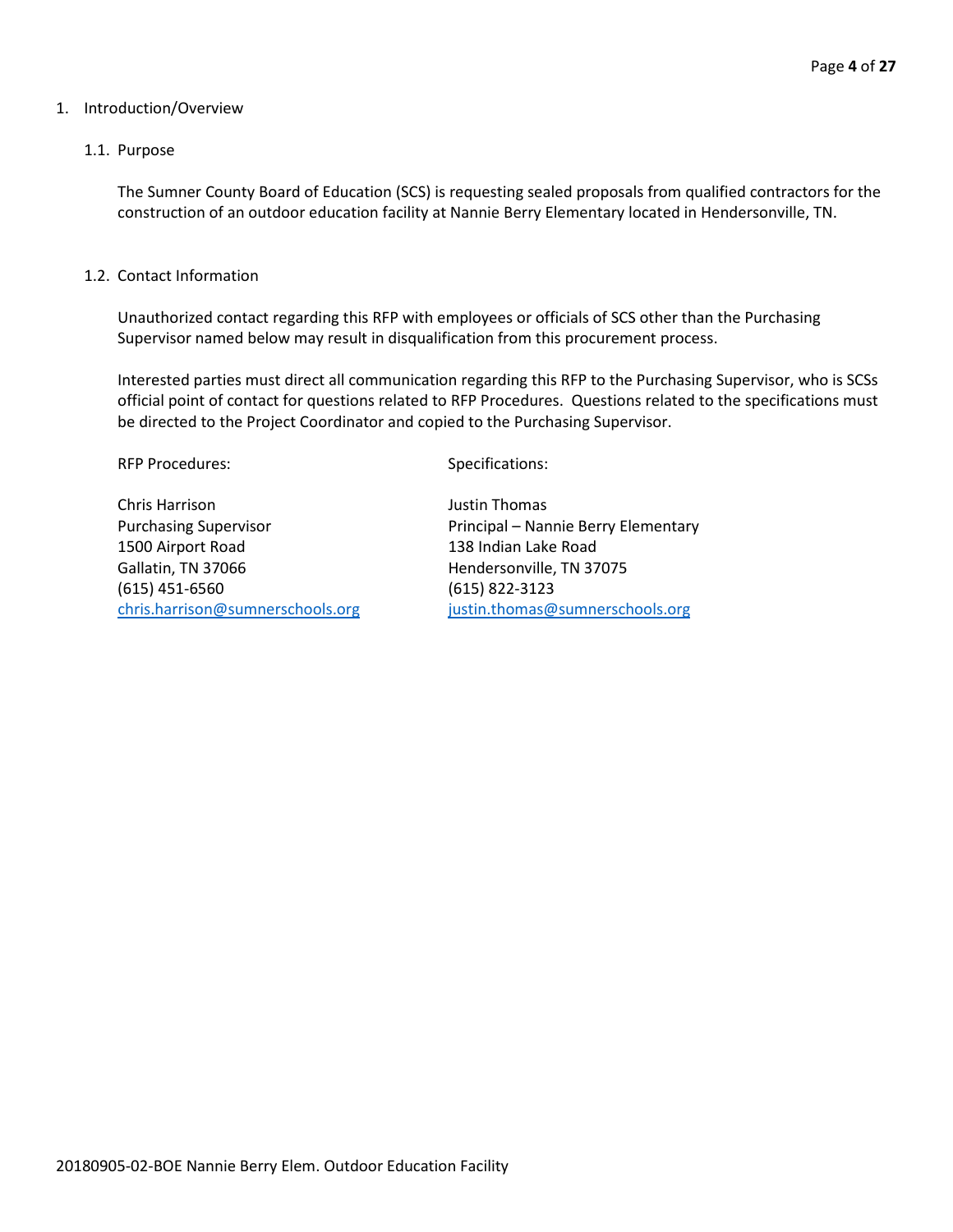# 1. Introduction/Overview

## 1.1. Purpose

The Sumner County Board of Education (SCS) is requesting sealed proposals from qualified contractors for the construction of an outdoor education facility at Nannie Berry Elementary located in Hendersonville, TN.

## 1.2. Contact Information

Unauthorized contact regarding this RFP with employees or officials of SCS other than the Purchasing Supervisor named below may result in disqualification from this procurement process.

Interested parties must direct all communication regarding this RFP to the Purchasing Supervisor, who is SCSs official point of contact for questions related to RFP Procedures. Questions related to the specifications must be directed to the Project Coordinator and copied to the Purchasing Supervisor.

RFP Procedures:

Chris Harrison
Purchasing Supervisor
1500 Airport Road
Gallatin, TN 37066
(615) 451-6560
chris.harrison@sumnerschools.org

Specifications:

Justin Thomas
Principal – Nannie Berry Elementary
138 Indian Lake Road
Hendersonville, TN 37075
(615) 822-3123
justin.thomas@sumnerschools.org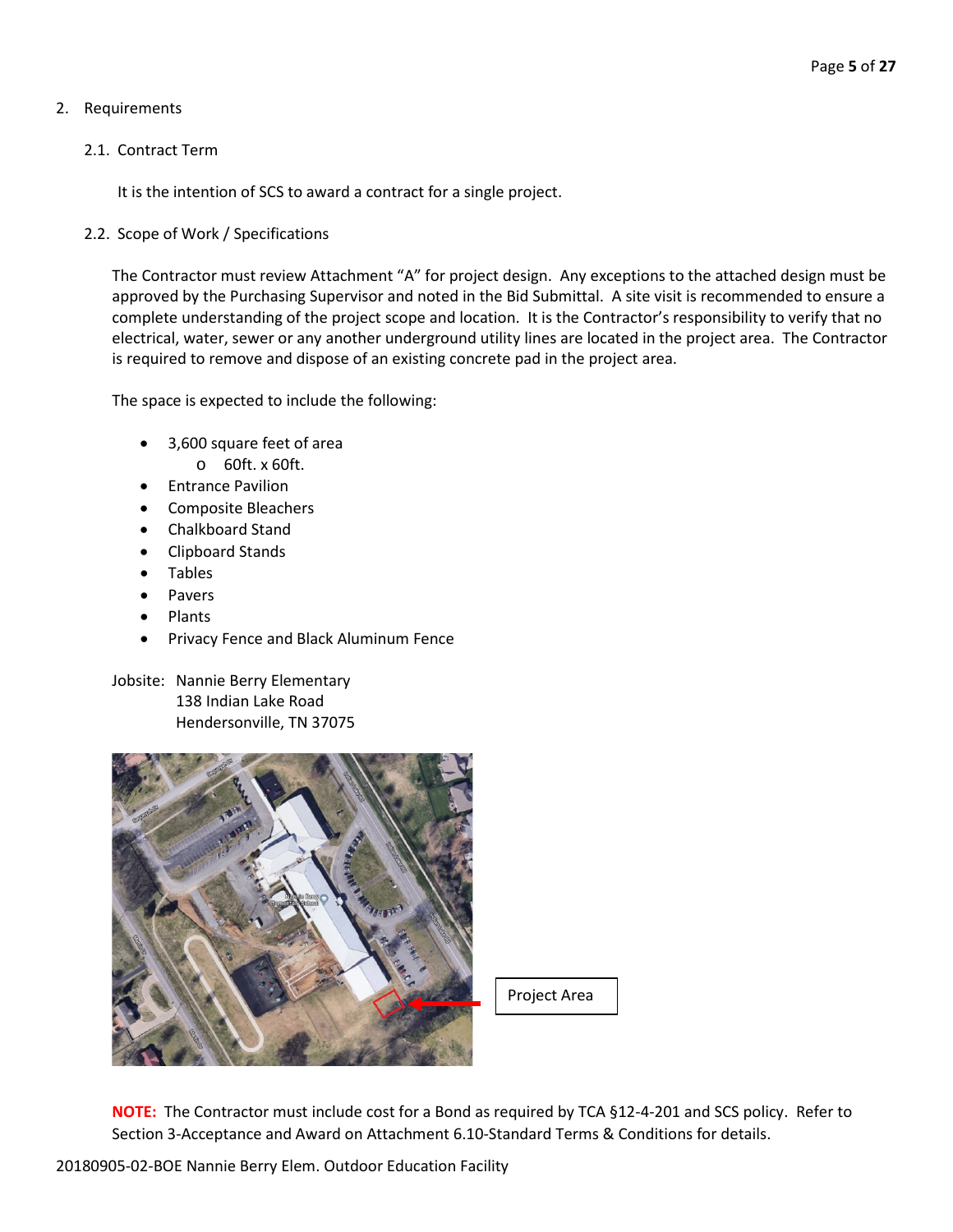2. Requirements

2.1. Contract Term

It is the intention of SCS to award a contract for a single project.

2.2. Scope of Work / Specifications

The Contractor must review Attachment "A" for project design. Any exceptions to the attached design must be approved by the Purchasing Supervisor and noted in the Bid Submittal. A site visit is recommended to ensure a complete understanding of the project scope and location. It is the Contractor's responsibility to verify that no electrical, water, sewer or any another underground utility lines are located in the project area. The Contractor is required to remove and dispose of an existing concrete pad in the project area.

The space is expected to include the following:

- 3,600 square feet of area
  - 60ft. x 60ft.
- Entrance Pavilion
- Composite Bleachers
- Chalkboard Stand
- Clipboard Stands
- Tables
- Pavers
- Plants
- Privacy Fence and Black Aluminum Fence

Jobsite: Nannie Berry Elementary
138 Indian Lake Road
Hendersonville, TN 37075

Project Area

**NOTE:** The Contractor must include cost for a Bond as required by TCA §12-4-201 and SCS policy. Refer to Section 3-Acceptance and Award on Attachment 6.10-Standard Terms & Conditions for details.

20180905-02-BOE Nannie Berry Elem. Outdoor Education Facility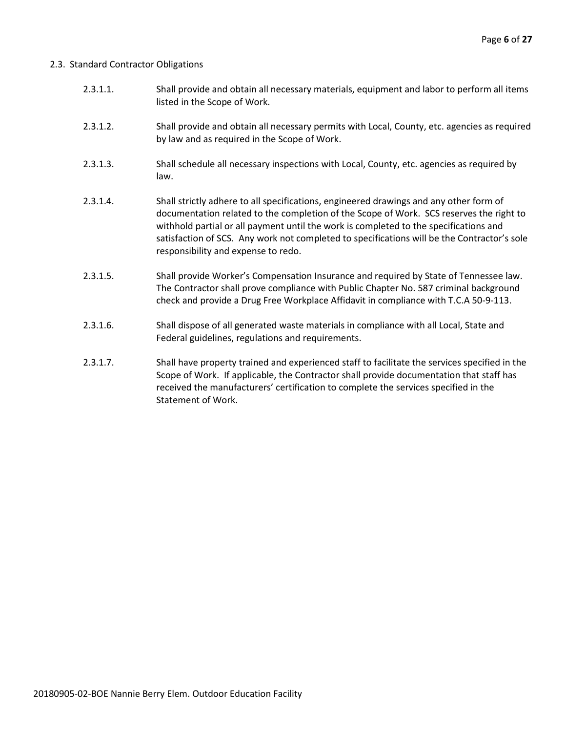### 2.3. Standard Contractor Obligations

2.3.1.1. Shall provide and obtain all necessary materials, equipment and labor to perform all items listed in the Scope of Work.

2.3.1.2. Shall provide and obtain all necessary permits with Local, County, etc. agencies as required by law and as required in the Scope of Work.

2.3.1.3. Shall schedule all necessary inspections with Local, County, etc. agencies as required by law.

2.3.1.4. Shall strictly adhere to all specifications, engineered drawings and any other form of documentation related to the completion of the Scope of Work. SCS reserves the right to withhold partial or all payment until the work is completed to the specifications and satisfaction of SCS. Any work not completed to specifications will be the Contractor's sole responsibility and expense to redo.

2.3.1.5. Shall provide Worker's Compensation Insurance and required by State of Tennessee law. The Contractor shall prove compliance with Public Chapter No. 587 criminal background check and provide a Drug Free Workplace Affidavit in compliance with T.C.A 50-9-113.

2.3.1.6. Shall dispose of all generated waste materials in compliance with all Local, State and Federal guidelines, regulations and requirements.

2.3.1.7. Shall have property trained and experienced staff to facilitate the services specified in the Scope of Work. If applicable, the Contractor shall provide documentation that staff has received the manufacturers' certification to complete the services specified in the Statement of Work.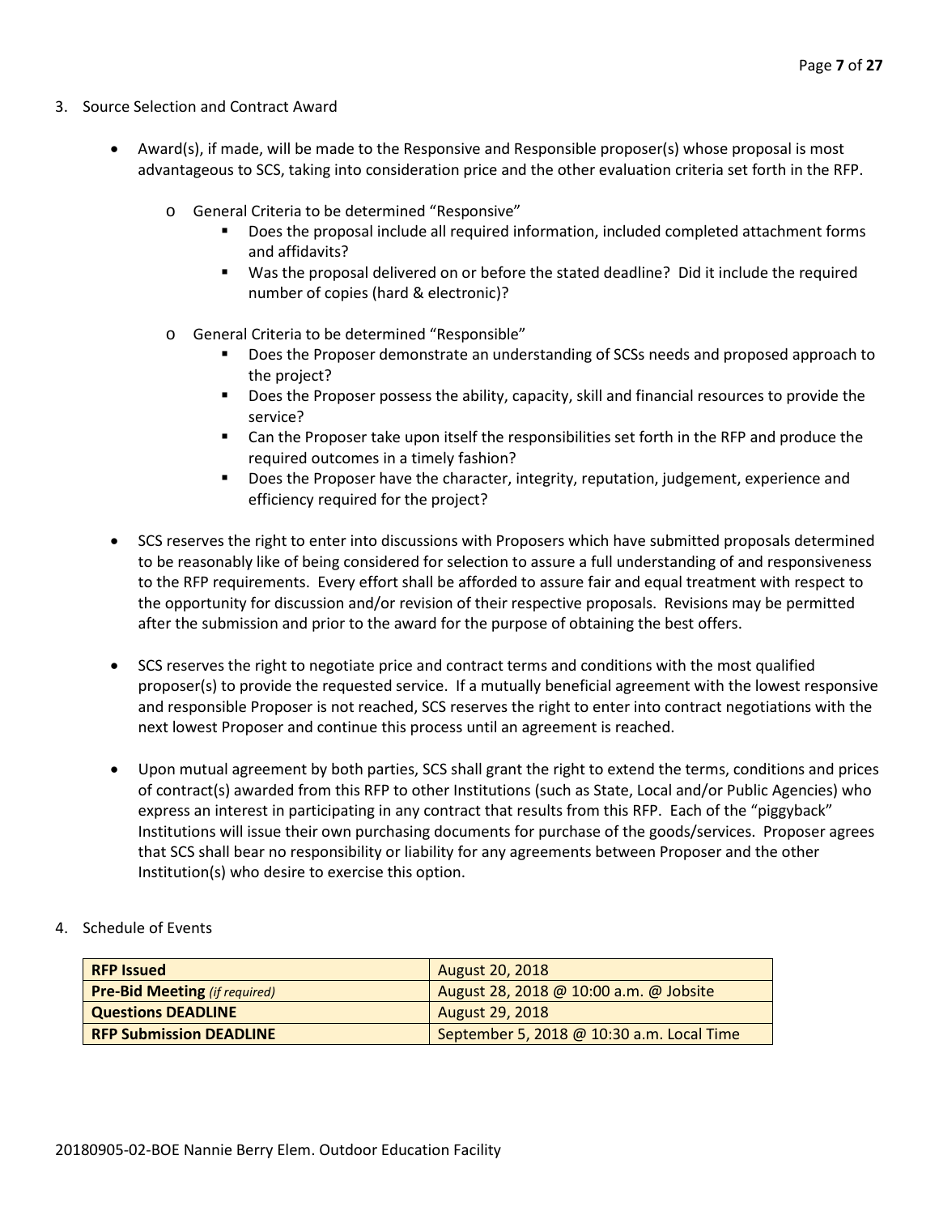3. Source Selection and Contract Award

- Award(s), if made, will be made to the Responsive and Responsible proposer(s) whose proposal is most advantageous to SCS, taking into consideration price and the other evaluation criteria set forth in the RFP.
  - General Criteria to be determined "Responsive"
    - Does the proposal include all required information, included completed attachment forms and affidavits?
    - Was the proposal delivered on or before the stated deadline? Did it include the required number of copies (hard & electronic)?
  - General Criteria to be determined "Responsible"
    - Does the Proposer demonstrate an understanding of SCSs needs and proposed approach to the project?
    - Does the Proposer possess the ability, capacity, skill and financial resources to provide the service?
    - Can the Proposer take upon itself the responsibilities set forth in the RFP and produce the required outcomes in a timely fashion?
    - Does the Proposer have the character, integrity, reputation, judgement, experience and efficiency required for the project?
- SCS reserves the right to enter into discussions with Proposers which have submitted proposals determined to be reasonably like of being considered for selection to assure a full understanding of and responsiveness to the RFP requirements. Every effort shall be afforded to assure fair and equal treatment with respect to the opportunity for discussion and/or revision of their respective proposals. Revisions may be permitted after the submission and prior to the award for the purpose of obtaining the best offers.
- SCS reserves the right to negotiate price and contract terms and conditions with the most qualified proposer(s) to provide the requested service. If a mutually beneficial agreement with the lowest responsive and responsible Proposer is not reached, SCS reserves the right to enter into contract negotiations with the next lowest Proposer and continue this process until an agreement is reached.
- Upon mutual agreement by both parties, SCS shall grant the right to extend the terms, conditions and prices of contract(s) awarded from this RFP to other Institutions (such as State, Local and/or Public Agencies) who express an interest in participating in any contract that results from this RFP. Each of the "piggyback" Institutions will issue their own purchasing documents for purchase of the goods/services. Proposer agrees that SCS shall bear no responsibility or liability for any agreements between Proposer and the other Institution(s) who desire to exercise this option.

4. Schedule of Events

| **RFP Issued** | August 20, 2018 |
|---|---|
| **Pre-Bid Meeting** *(if required)* | August 28, 2018 @ 10:00 a.m. @ Jobsite |
| **Questions DEADLINE** | August 29, 2018 |
| **RFP Submission DEADLINE** | September 5, 2018 @ 10:30 a.m. Local Time |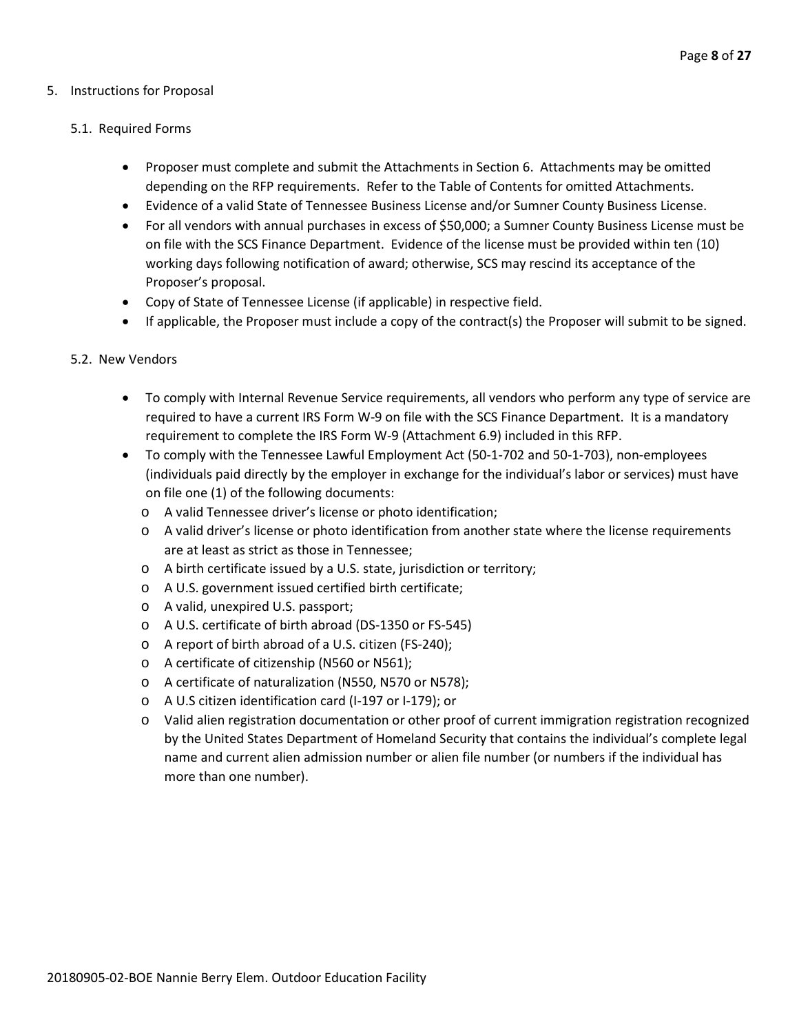5. Instructions for Proposal

5.1. Required Forms

- Proposer must complete and submit the Attachments in Section 6. Attachments may be omitted depending on the RFP requirements. Refer to the Table of Contents for omitted Attachments.
- Evidence of a valid State of Tennessee Business License and/or Sumner County Business License.
- For all vendors with annual purchases in excess of $50,000; a Sumner County Business License must be on file with the SCS Finance Department. Evidence of the license must be provided within ten (10) working days following notification of award; otherwise, SCS may rescind its acceptance of the Proposer's proposal.
- Copy of State of Tennessee License (if applicable) in respective field.
- If applicable, the Proposer must include a copy of the contract(s) the Proposer will submit to be signed.

5.2. New Vendors

- To comply with Internal Revenue Service requirements, all vendors who perform any type of service are required to have a current IRS Form W-9 on file with the SCS Finance Department. It is a mandatory requirement to complete the IRS Form W-9 (Attachment 6.9) included in this RFP.
- To comply with the Tennessee Lawful Employment Act (50-1-702 and 50-1-703), non-employees (individuals paid directly by the employer in exchange for the individual's labor or services) must have on file one (1) of the following documents:
  - A valid Tennessee driver's license or photo identification;
  - A valid driver's license or photo identification from another state where the license requirements are at least as strict as those in Tennessee;
  - A birth certificate issued by a U.S. state, jurisdiction or territory;
  - A U.S. government issued certified birth certificate;
  - A valid, unexpired U.S. passport;
  - A U.S. certificate of birth abroad (DS-1350 or FS-545)
  - A report of birth abroad of a U.S. citizen (FS-240);
  - A certificate of citizenship (N560 or N561);
  - A certificate of naturalization (N550, N570 or N578);
  - A U.S citizen identification card (I-197 or I-179); or
  - Valid alien registration documentation or other proof of current immigration registration recognized by the United States Department of Homeland Security that contains the individual's complete legal name and current alien admission number or alien file number (or numbers if the individual has more than one number).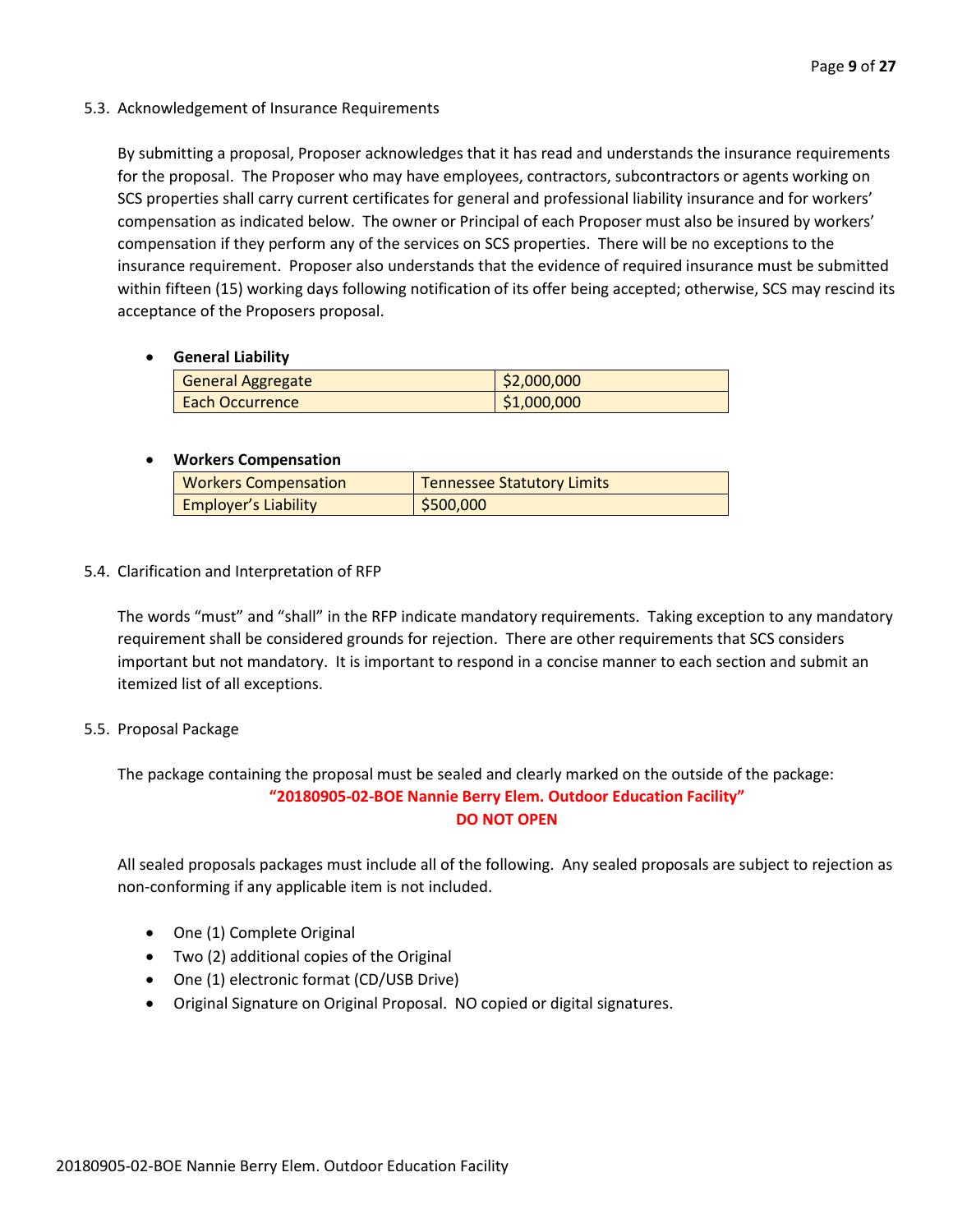### 5.3. Acknowledgement of Insurance Requirements

By submitting a proposal, Proposer acknowledges that it has read and understands the insurance requirements for the proposal. The Proposer who may have employees, contractors, subcontractors or agents working on SCS properties shall carry current certificates for general and professional liability insurance and for workers' compensation as indicated below. The owner or Principal of each Proposer must also be insured by workers' compensation if they perform any of the services on SCS properties. There will be no exceptions to the insurance requirement. Proposer also understands that the evidence of required insurance must be submitted within fifteen (15) working days following notification of its offer being accepted; otherwise, SCS may rescind its acceptance of the Proposers proposal.

- **General Liability**

| General Aggregate | $2,000,000 |
|---|---|
| Each Occurrence | $1,000,000 |

- **Workers Compensation**

| Workers Compensation | Tennessee Statutory Limits |
|---|---|
| Employer's Liability | $500,000 |

### 5.4. Clarification and Interpretation of RFP

The words "must" and "shall" in the RFP indicate mandatory requirements. Taking exception to any mandatory requirement shall be considered grounds for rejection. There are other requirements that SCS considers important but not mandatory. It is important to respond in a concise manner to each section and submit an itemized list of all exceptions.

### 5.5. Proposal Package

The package containing the proposal must be sealed and clearly marked on the outside of the package:

**"20180905-02-BOE Nannie Berry Elem. Outdoor Education Facility"**

**DO NOT OPEN**

All sealed proposals packages must include all of the following. Any sealed proposals are subject to rejection as non-conforming if any applicable item is not included.

- One (1) Complete Original
- Two (2) additional copies of the Original
- One (1) electronic format (CD/USB Drive)
- Original Signature on Original Proposal. NO copied or digital signatures.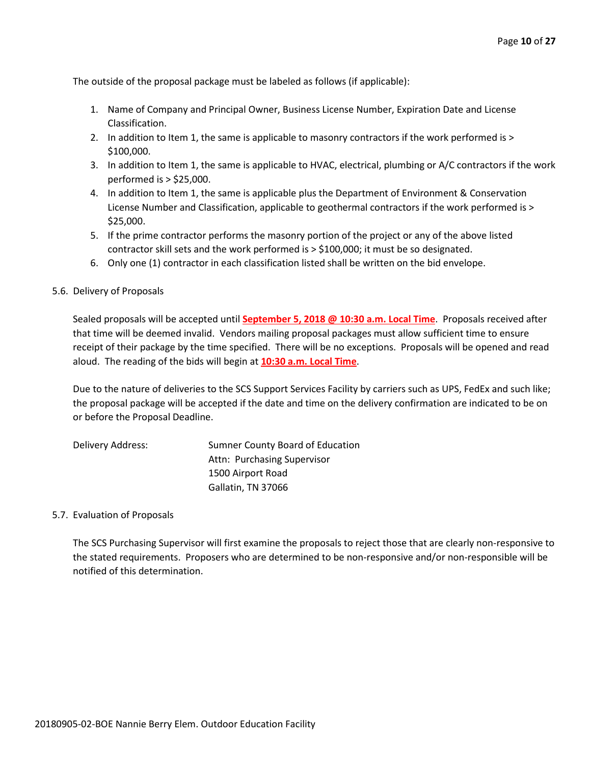The outside of the proposal package must be labeled as follows (if applicable):

1. Name of Company and Principal Owner, Business License Number, Expiration Date and License Classification.
2. In addition to Item 1, the same is applicable to masonry contractors if the work performed is > $100,000.
3. In addition to Item 1, the same is applicable to HVAC, electrical, plumbing or A/C contractors if the work performed is > $25,000.
4. In addition to Item 1, the same is applicable plus the Department of Environment & Conservation License Number and Classification, applicable to geothermal contractors if the work performed is > $25,000.
5. If the prime contractor performs the masonry portion of the project or any of the above listed contractor skill sets and the work performed is > $100,000; it must be so designated.
6. Only one (1) contractor in each classification listed shall be written on the bid envelope.

5.6. Delivery of Proposals

Sealed proposals will be accepted until **September 5, 2018 @ 10:30 a.m. Local Time**. Proposals received after that time will be deemed invalid. Vendors mailing proposal packages must allow sufficient time to ensure receipt of their package by the time specified. There will be no exceptions. Proposals will be opened and read aloud. The reading of the bids will begin at **10:30 a.m. Local Time**.

Due to the nature of deliveries to the SCS Support Services Facility by carriers such as UPS, FedEx and such like; the proposal package will be accepted if the date and time on the delivery confirmation are indicated to be on or before the Proposal Deadline.

Delivery Address:

Sumner County Board of Education
Attn: Purchasing Supervisor
1500 Airport Road
Gallatin, TN 37066

5.7. Evaluation of Proposals

The SCS Purchasing Supervisor will first examine the proposals to reject those that are clearly non-responsive to the stated requirements. Proposers who are determined to be non-responsive and/or non-responsible will be notified of this determination.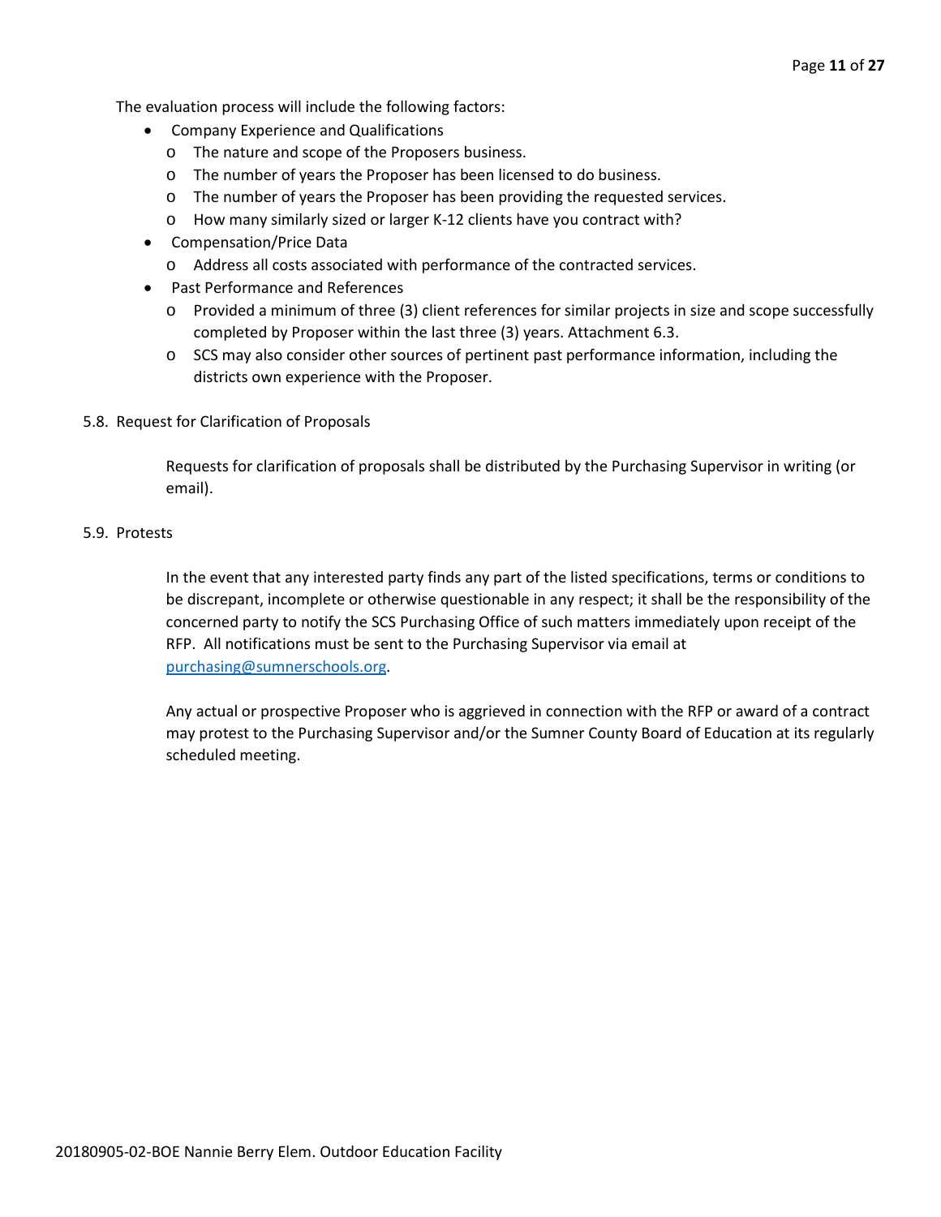The evaluation process will include the following factors:

- Company Experience and Qualifications
  - The nature and scope of the Proposers business.
  - The number of years the Proposer has been licensed to do business.
  - The number of years the Proposer has been providing the requested services.
  - How many similarly sized or larger K-12 clients have you contract with?
- Compensation/Price Data
  - Address all costs associated with performance of the contracted services.
- Past Performance and References
  - Provided a minimum of three (3) client references for similar projects in size and scope successfully completed by Proposer within the last three (3) years. Attachment 6.3.
  - SCS may also consider other sources of pertinent past performance information, including the districts own experience with the Proposer.

5.8. Request for Clarification of Proposals

Requests for clarification of proposals shall be distributed by the Purchasing Supervisor in writing (or email).

5.9. Protests

In the event that any interested party finds any part of the listed specifications, terms or conditions to be discrepant, incomplete or otherwise questionable in any respect; it shall be the responsibility of the concerned party to notify the SCS Purchasing Office of such matters immediately upon receipt of the RFP. All notifications must be sent to the Purchasing Supervisor via email at [purchasing@sumnerschools.org](mailto:purchasing@sumnerschools.org).

Any actual or prospective Proposer who is aggrieved in connection with the RFP or award of a contract may protest to the Purchasing Supervisor and/or the Sumner County Board of Education at its regularly scheduled meeting.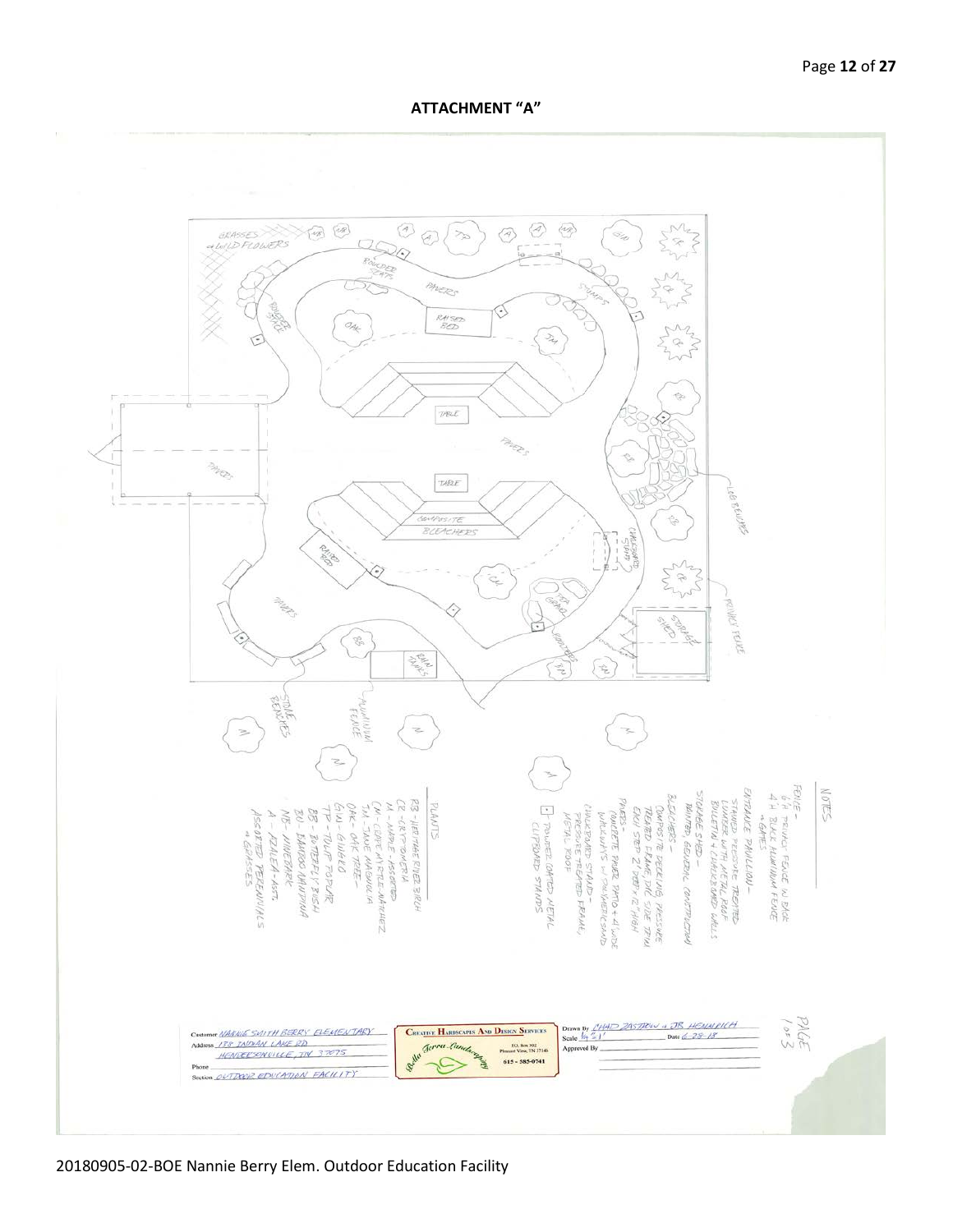**ATTACHMENT "A"**

GRASSES & WILDFLOWERS

BOULDER SEATS

PAVERS

RAISED BED

STUMPS

SENSORY SPACE

OAK

JM

TABLE

PAVERS

TABLE

COMPOSITE BLEACHERS

CHALKBOARD STAND

LOG BENCHES

RAISED BED

PAVERS

TIPA GRAVEL

RAIN TANKS

STORAGE SHED

PRIVACY FENCE

STONE BENCHES

ALUMINUM FENCE

PLANTS

RB - HERITAGE RIVER BIRCH
CR - CRYPTOMERIA
M - MAPLE - ASSORTED
CM - CRAPE MYRTLE - NATCHEZ
JM - JANE MAGNOLIA
OAK - OAK TREE
GIN - GINKGO
TP - TULIP POPLAR
BB - BUTTERFLY BUSH
BU - BAMBOO NANDINA
NB - NINEBARK
A - AZALEA - ASST.
ASSORTED PERENNIALS & GRASSES

▣ - POWDER COATED METAL CLIPBOARD STANDS

NOTES

FENCE -
6' H PRIVACY FENCE W/ BACK
4' H BLACK ALUMINUM FENCE & GATES

ENTRANCE PAVILION -
STAINED PRESSURE TREATED LUMBER WITH METAL ROOF
BULLETIN & CHALKBOARD WALLS

STORAGE SHED -
PAINTED, GENERAL CONSTRUCTION

BLEACHERS -
COMPOSITE DECKING PRESSURE TREATED FRAME, PVC SIDE TRIM
EACH STEP 2' DEEP x 12" HIGH

PAVERS -
CONCRETE PAVER PATIO & 4' WIDE WALKWAYS W/ POLYMERIC SAND

CHALKBOARD STAND -
PRESSURE TREATED FRAME, METAL ROOF

Customer NANNIE SMITH BERRY ELEMENTARY
Address 178 INDIAN LAKE RD
HENDERSONVILLE, TN 37075
Phone
Section OUTDOOR EDUCATION FACILITY

CREATIVE HARDSCAPES AND DESIGN SERVICES
Bella Terra Landscaping
P.O. Box 302
Pleasant View, TN 37146
615 - 585-0741

Drawn By CHAD ZASTROW & JB HENNRICH
Scale 1/8" = 1'
Date 6-28-18
Approved By

PAGE 1 OF 3

20180905-02-BOE Nannie Berry Elem. Outdoor Education Facility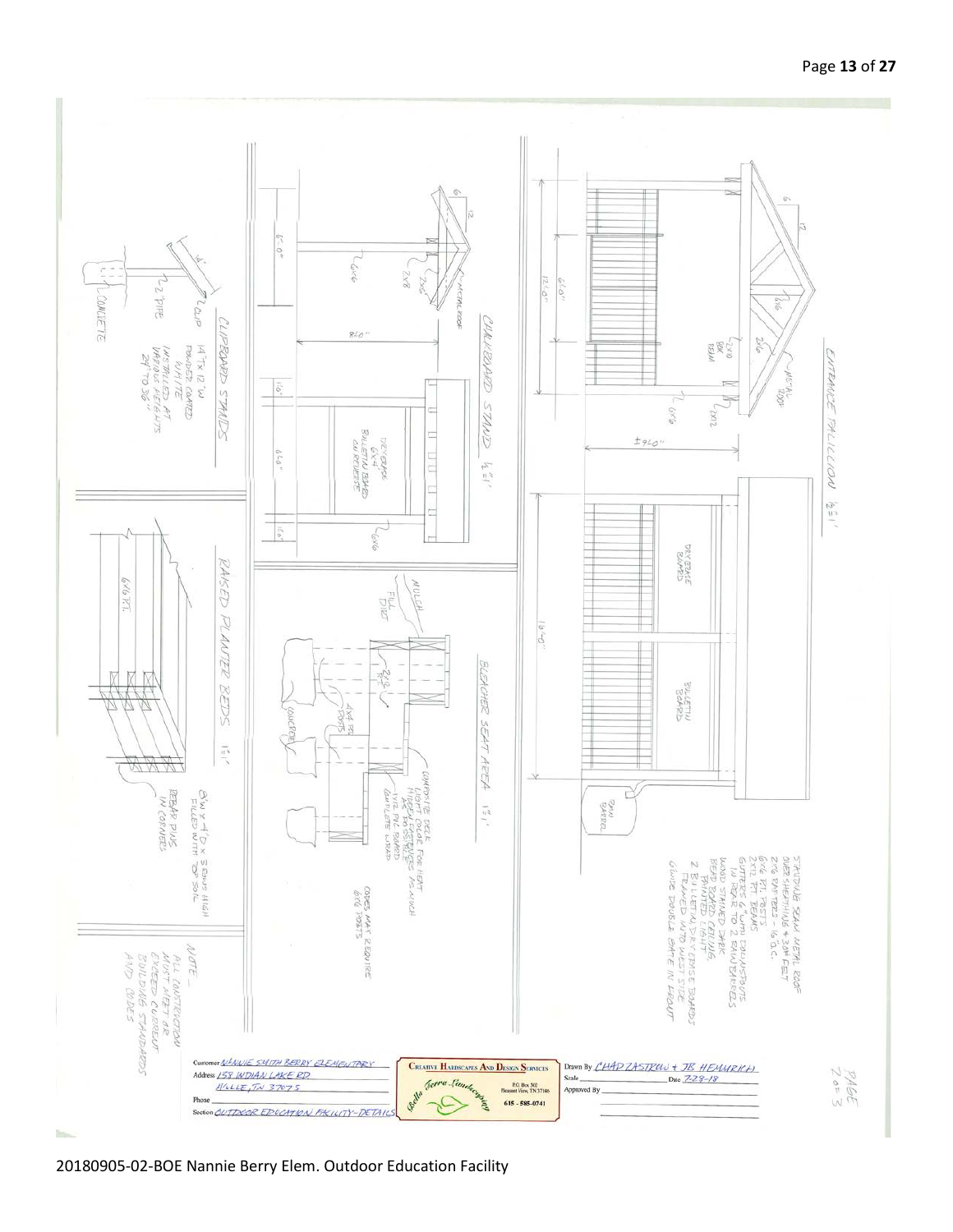## ENTRANCE PAVILION 1/8"=1'

6/12

METAL ROOF

2x6

6x6

2x10 BOX BEAM

2x12

6x6

6'0"

12'0"

±24'0"

DRY ERASE BOARD

BULLETIN BOARD

16'0"

RAIN BARREL

STANDING SEAM METAL ROOF OVER SHEATHING & 30# FELT
2x6 RAFTERS - 16" O.C.
6x6 P.T. POSTS
2x12 P.T. BEAMS
GUTTERS & 4" DOWNSPOUTS IN REAR TO 2 RAIN BARRELS
WOOD STAINED DARK
BEAD BOARD CEILING PAINTED LIGHT
2 BULLETIN/DRY ERASE BOARDS FRAMED INTO WEST SIDE
6' WIDE DOUBLE GATE IN FRONT

## CHALKBOARD STAND 1/4"=1'

6/12

METAL ROOF

2x6

2x8

6x6

6'0"

8'0"

1'0"

6'0"

1'0"

DRY ERASE 6x4 BULLETIN BOARD ON REVERSE

6x6

## CLIPBOARD STANDS

14"

CLIP

2" PIPE

CONCRETE

14" x 12" W POWDER COATED WHITE INSTALLED AT VARIOUS HEIGHTS 24" TO 36"

## BLEACHER SEAT AREA 1"=1'

MULCH

FILL DIRT

2x12 P.T.

4x4 P.T. POSTS

CONCRETE

COMPOSITE DECK LIGHT COLOR FOR HEAT
1x12 PVC BOARD
COMPOSITE WRAP

CODES MAY REQUIRE 6x6 POSTS

## RAISED PLANTER BEDS 1"=1'

6x6 P.T.

8'W x 4'D x 3 ROWS HIGH FILLED WITH TOP SOIL

REBAR PINS IN CORNERS

NOTE_
ALL CONSTRUCTION MUST MEET OR EXCEED CURRENT BUILDING STANDARDS AND CODES

| | |
|---|---|
| Customer NANNIE SMITH BERRY ELEMENTARY | Drawn By CHAD ZASTROW & JB HEMMRICH |
| Address 138 INDIAN LAKE RD. HVILLE, TN 37075 | Scale ___ Date 7-23-18 |
| Phone | Approved By |
| Section OUTDOOR EDUCATION FACILITY-DETAILS | |

CREATIVE HARDSCAPES AND DESIGN SERVICES
Bella Terra Landscaping
P.O. Box 302
Pleasant View, TN 37146
615 - 585-0741

PAGE 2 OF 3

20180905-02-BOE Nannie Berry Elem. Outdoor Education Facility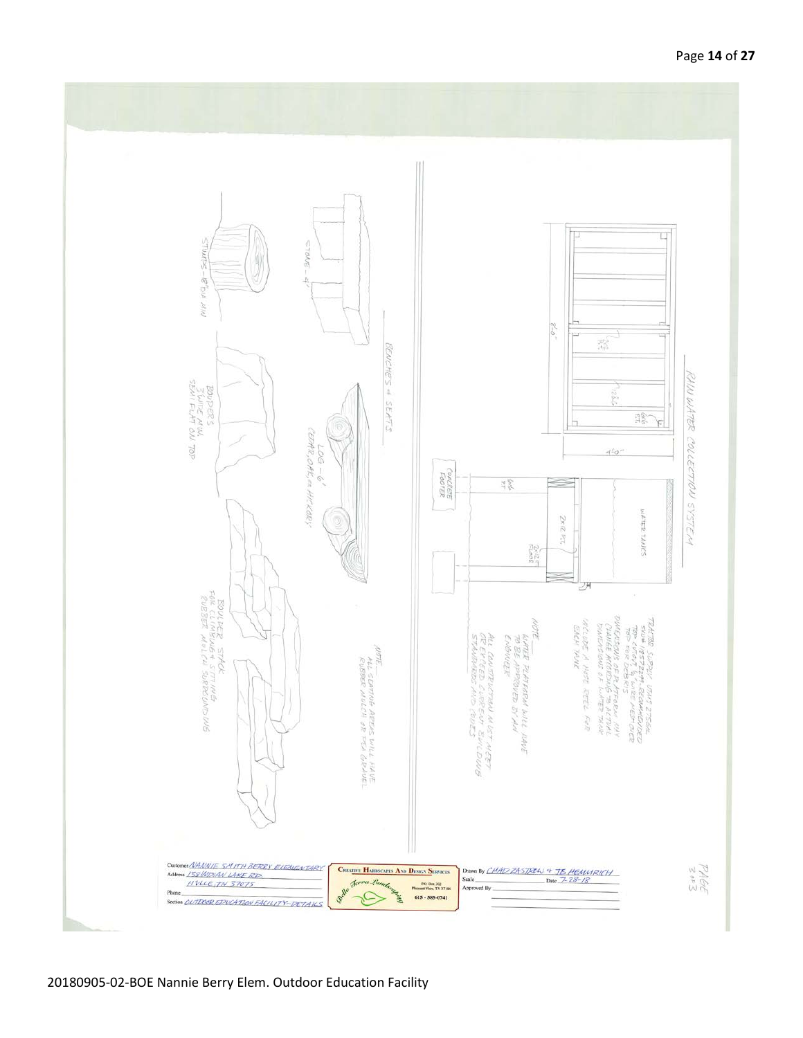## RAIN WATER COLLECTION SYSTEM

8'-0"

4'-0"

6x6 P.T.

2x12 P.T.

WATER TANKS

CONCRETE FOOTER

TANKS SUPPLY USING STEEL SHOW 1857-GRAM RECOMMENDED TOP CUTAWAY & WIRE MESH OVER TOP FOR DEBRIS

DIMENSIONS OF PLATFORM MAY CHANGE ACCORDING TO ACTUAL DIMENSIONS OF WATER TANK

INCLUDE A HOSE REEL FOR EACH TANK

NOTE:
WATER PLATFORM WILL HAVE TO BE APPROVED BY AN ENGINEER

ALL CONSTRUCTION MUST MEET OR EXCEED CURRENT BUILDING STANDARDS AND CODES

## BENCHES & SEATS

STONE - 4'

STUMPS - 18" DIA. MIN.

LOG - 6'
CEDAR, OAK, OR HICKORY

BOULDERS
3' WIDE MIN.
SEMI FLAT ON TOP

BOULDER STACK
FOR CLIMBING & SITTING
RUBBER MULCH SURROUNDING

NOTE:
ALL SEATING AREAS WILL HAVE RUBBER MULCH OR PEA GRAVEL

Customer: NANNIE SMITH BERRY ELEMENTARY
Address: 138 INDIAN LAKE RD.
HVLLE, TN 37075
Phone:
Section: OUTDOOR EDUCATION FACILITY - DETAILS

CREATIVE HARDSCAPES AND DESIGN SERVICES
Bella Terra Landscaping
P.O. Box 302
Pleasant View, TN 37146
615 - 585-0741

Drawn By: CHAD RASTROW & TB HEMMRICH
Scale:
Date: 7-28-18
Approved By:

PAGE 3 of 3

20180905-02-BOE Nannie Berry Elem. Outdoor Education Facility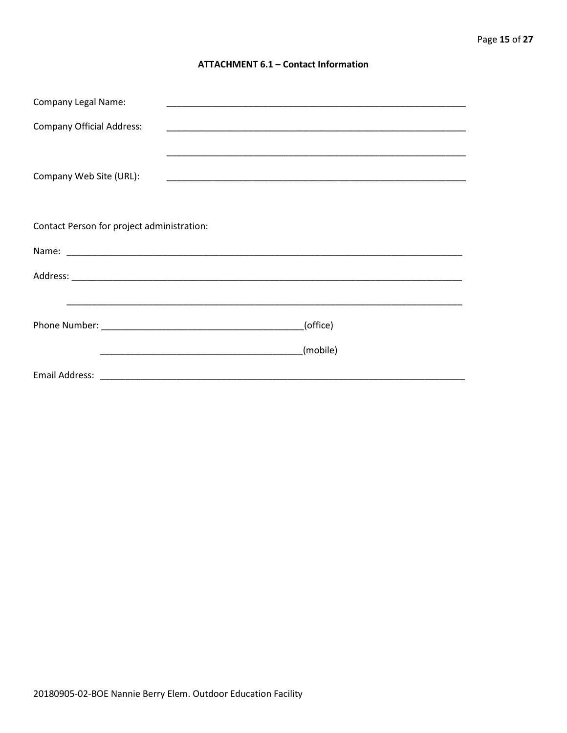### ATTACHMENT 6.1 – Contact Information

Company Legal Name: ____________________________________________________________

Company Official Address: ____________________________________________________________

____________________________________________________________

Company Web Site (URL): ____________________________________________________________

Contact Person for project administration:

Name: ________________________________________________________________________________

Address: ______________________________________________________________________________

______________________________________________________________________________

Phone Number: ________________________________________(office)

________________________________________(mobile)

Email Address: ___________________________________________________________________________

20180905-02-BOE Nannie Berry Elem. Outdoor Education Facility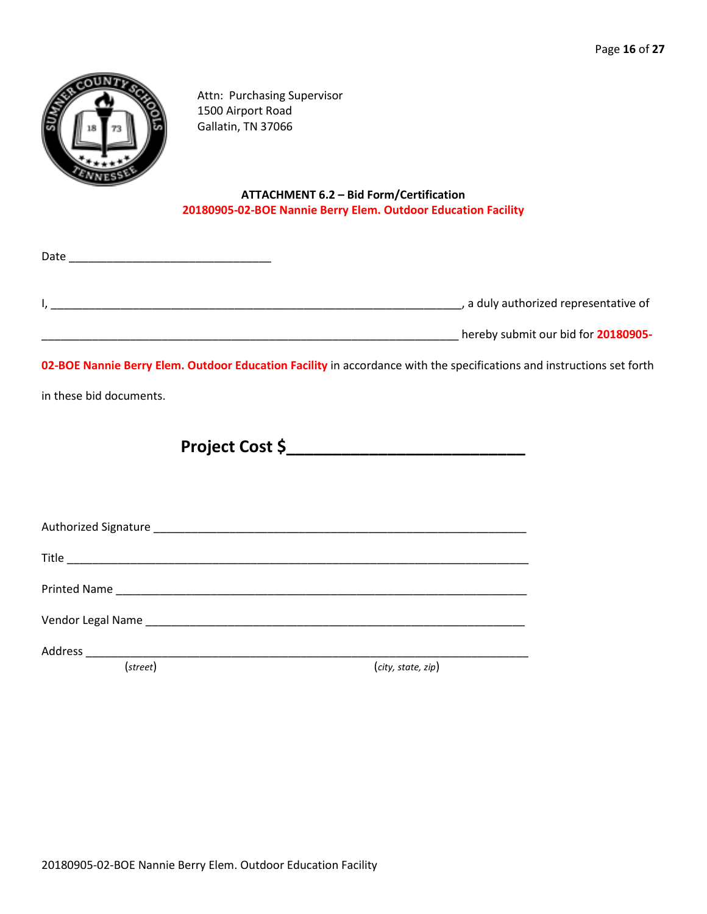Attn: Purchasing Supervisor
1500 Airport Road
Gallatin, TN 37066

## ATTACHMENT 6.2 – Bid Form/Certification

**20180905-02-BOE Nannie Berry Elem. Outdoor Education Facility**

Date ________________________________

I, __________________________________________________________________, a duly authorized representative of __________________________________________________________________ hereby submit our bid for **20180905-02-BOE Nannie Berry Elem. Outdoor Education Facility** in accordance with the specifications and instructions set forth in these bid documents.

**Project Cost $_________________________**

Authorized Signature ____________________________________________________________

Title ____________________________________________________________________________

Printed Name _________________________________________________________________

Vendor Legal Name _____________________________________________________________

Address __________________________________________________________________________
(*street*) (*city, state, zip*)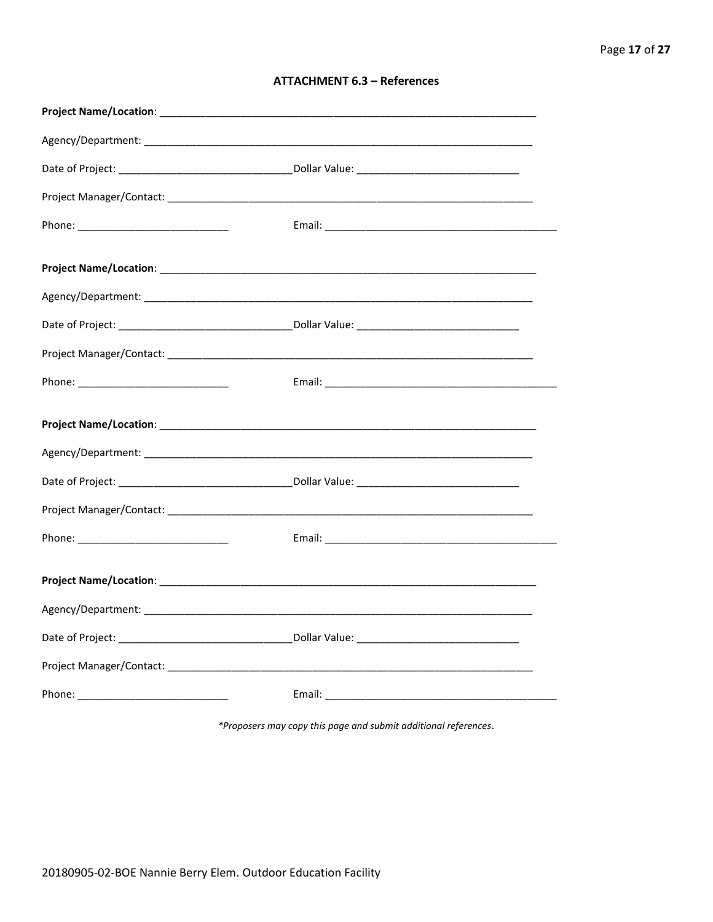## ATTACHMENT 6.3 – References

**Project Name/Location**: ___________________________________________________________________

Agency/Department: ____________________________________________________________________

Date of Project: ______________________________ Dollar Value: ____________________________

Project Manager/Contact: _______________________________________________________________

Phone: __________________________ Email: ________________________________________

**Project Name/Location**: ___________________________________________________________________

Agency/Department: ____________________________________________________________________

Date of Project: ______________________________ Dollar Value: ____________________________

Project Manager/Contact: _______________________________________________________________

Phone: __________________________ Email: ________________________________________

**Project Name/Location**: ___________________________________________________________________

Agency/Department: ____________________________________________________________________

Date of Project: ______________________________ Dollar Value: ____________________________

Project Manager/Contact: _______________________________________________________________

Phone: __________________________ Email: ________________________________________

**Project Name/Location**: ___________________________________________________________________

Agency/Department: ____________________________________________________________________

Date of Project: ______________________________ Dollar Value: ____________________________

Project Manager/Contact: _______________________________________________________________

Phone: __________________________ Email: ________________________________________

*\*Proposers may copy this page and submit additional references.*

20180905-02-BOE Nannie Berry Elem. Outdoor Education Facility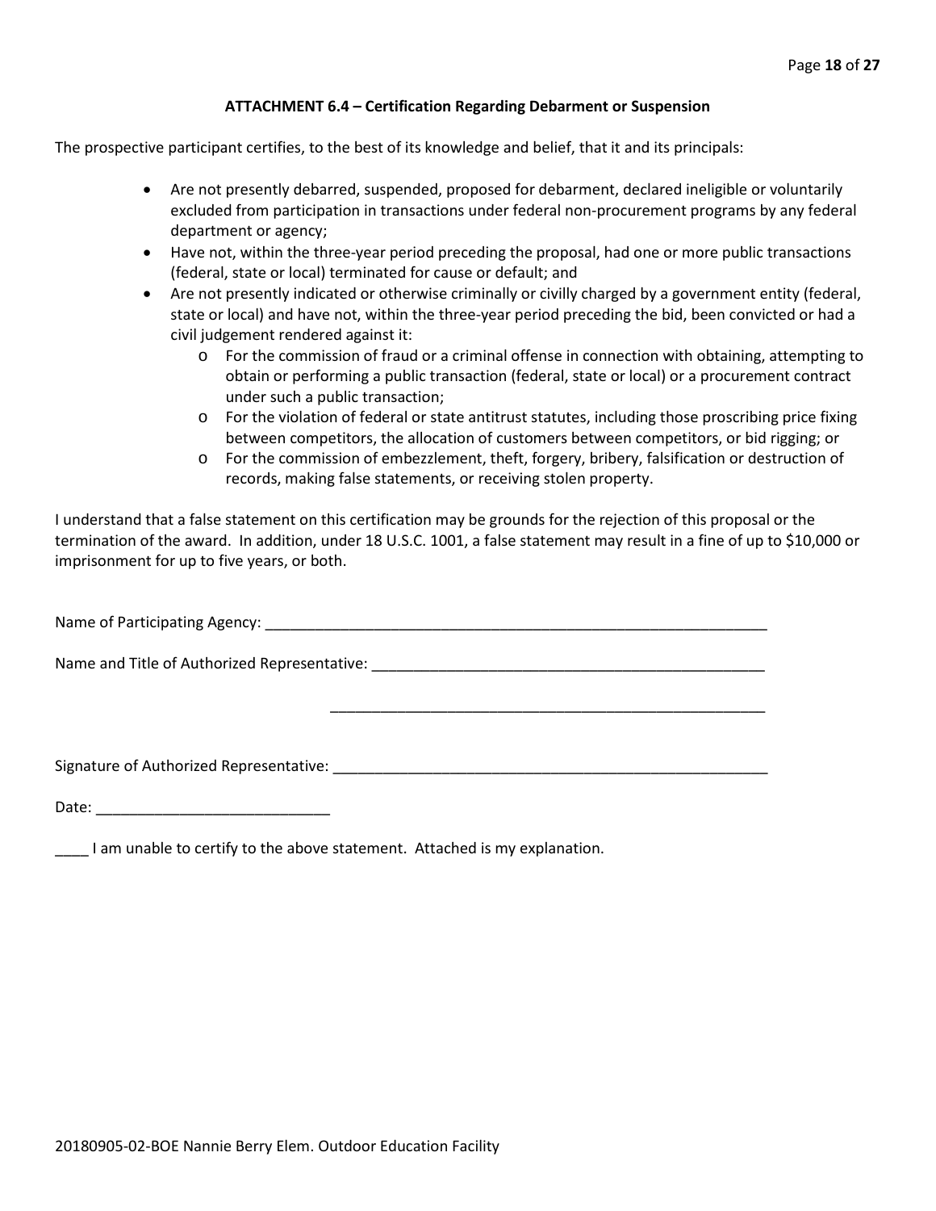### ATTACHMENT 6.4 – Certification Regarding Debarment or Suspension

The prospective participant certifies, to the best of its knowledge and belief, that it and its principals:

- Are not presently debarred, suspended, proposed for debarment, declared ineligible or voluntarily excluded from participation in transactions under federal non-procurement programs by any federal department or agency;
- Have not, within the three-year period preceding the proposal, had one or more public transactions (federal, state or local) terminated for cause or default; and
- Are not presently indicated or otherwise criminally or civilly charged by a government entity (federal, state or local) and have not, within the three-year period preceding the bid, been convicted or had a civil judgement rendered against it:
  - For the commission of fraud or a criminal offense in connection with obtaining, attempting to obtain or performing a public transaction (federal, state or local) or a procurement contract under such a public transaction;
  - For the violation of federal or state antitrust statutes, including those proscribing price fixing between competitors, the allocation of customers between competitors, or bid rigging; or
  - For the commission of embezzlement, theft, forgery, bribery, falsification or destruction of records, making false statements, or receiving stolen property.

I understand that a false statement on this certification may be grounds for the rejection of this proposal or the termination of the award. In addition, under 18 U.S.C. 1001, a false statement may result in a fine of up to $10,000 or imprisonment for up to five years, or both.

Name of Participating Agency: _______________________________________________________________

Name and Title of Authorized Representative: ____________________________________________________

_____________________________________________________

Signature of Authorized Representative: _____________________________________________________

Date: ____________________________

____ I am unable to certify to the above statement. Attached is my explanation.

20180905-02-BOE Nannie Berry Elem. Outdoor Education Facility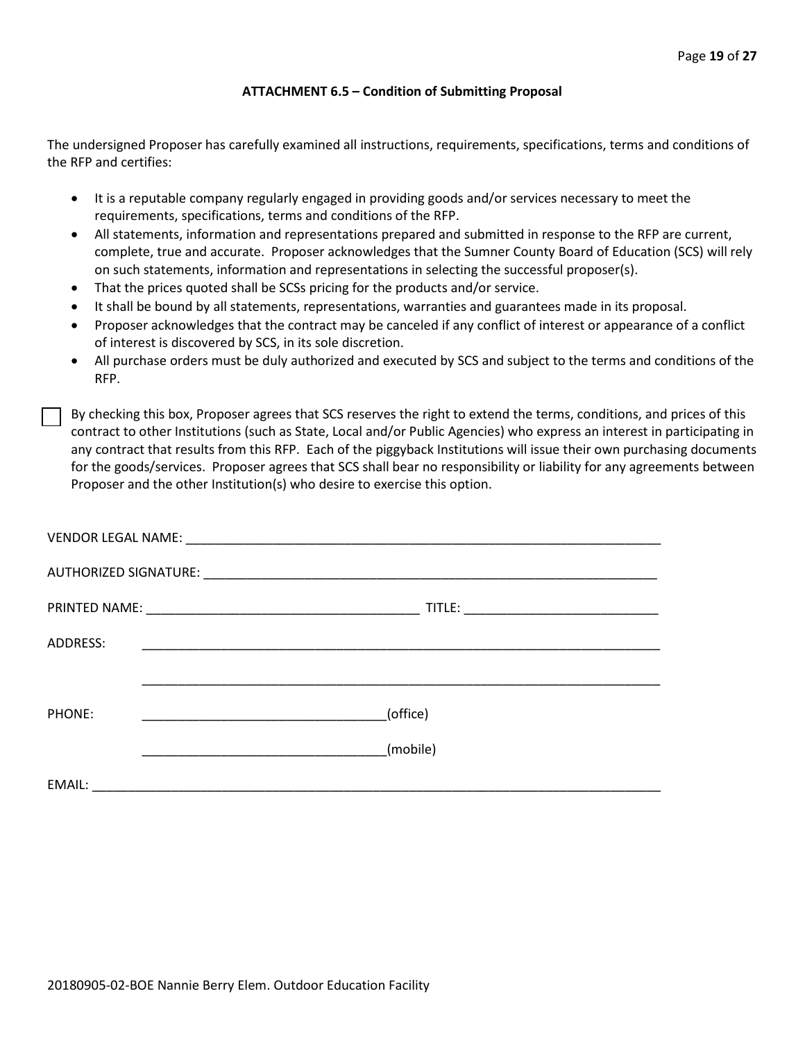### ATTACHMENT 6.5 – Condition of Submitting Proposal

The undersigned Proposer has carefully examined all instructions, requirements, specifications, terms and conditions of the RFP and certifies:

- It is a reputable company regularly engaged in providing goods and/or services necessary to meet the requirements, specifications, terms and conditions of the RFP.
- All statements, information and representations prepared and submitted in response to the RFP are current, complete, true and accurate. Proposer acknowledges that the Sumner County Board of Education (SCS) will rely on such statements, information and representations in selecting the successful proposer(s).
- That the prices quoted shall be SCSs pricing for the products and/or service.
- It shall be bound by all statements, representations, warranties and guarantees made in its proposal.
- Proposer acknowledges that the contract may be canceled if any conflict of interest or appearance of a conflict of interest is discovered by SCS, in its sole discretion.
- All purchase orders must be duly authorized and executed by SCS and subject to the terms and conditions of the RFP.

☐ By checking this box, Proposer agrees that SCS reserves the right to extend the terms, conditions, and prices of this contract to other Institutions (such as State, Local and/or Public Agencies) who express an interest in participating in any contract that results from this RFP. Each of the piggyback Institutions will issue their own purchasing documents for the goods/services. Proposer agrees that SCS shall bear no responsibility or liability for any agreements between Proposer and the other Institution(s) who desire to exercise this option.

VENDOR LEGAL NAME: ____________________________________________________________________

AUTHORIZED SIGNATURE: ________________________________________________________________

PRINTED NAME: ______________________________________ TITLE: ___________________________

ADDRESS: _________________________________________________________________________

_________________________________________________________________________

PHONE: __________________________________(office)

__________________________________(mobile)

EMAIL: ______________________________________________________________________________

20180905-02-BOE Nannie Berry Elem. Outdoor Education Facility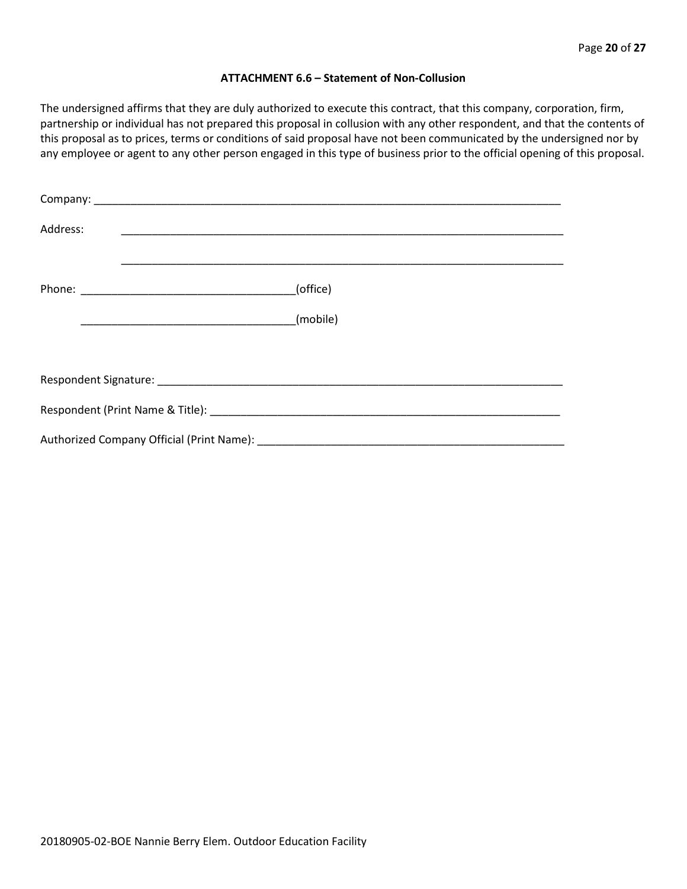### ATTACHMENT 6.6 – Statement of Non-Collusion

The undersigned affirms that they are duly authorized to execute this contract, that this company, corporation, firm, partnership or individual has not prepared this proposal in collusion with any other respondent, and that the contents of this proposal as to prices, terms or conditions of said proposal have not been communicated by the undersigned nor by any employee or agent to any other person engaged in this type of business prior to the official opening of this proposal.

Company: ______________________________________________________________________________

Address: ______________________________________________________________________________

______________________________________________________________________________

Phone: ___________________________________(office)

___________________________________(mobile)

Respondent Signature: _____________________________________________________________________

Respondent (Print Name & Title): ____________________________________________________________

Authorized Company Official (Print Name): ____________________________________________________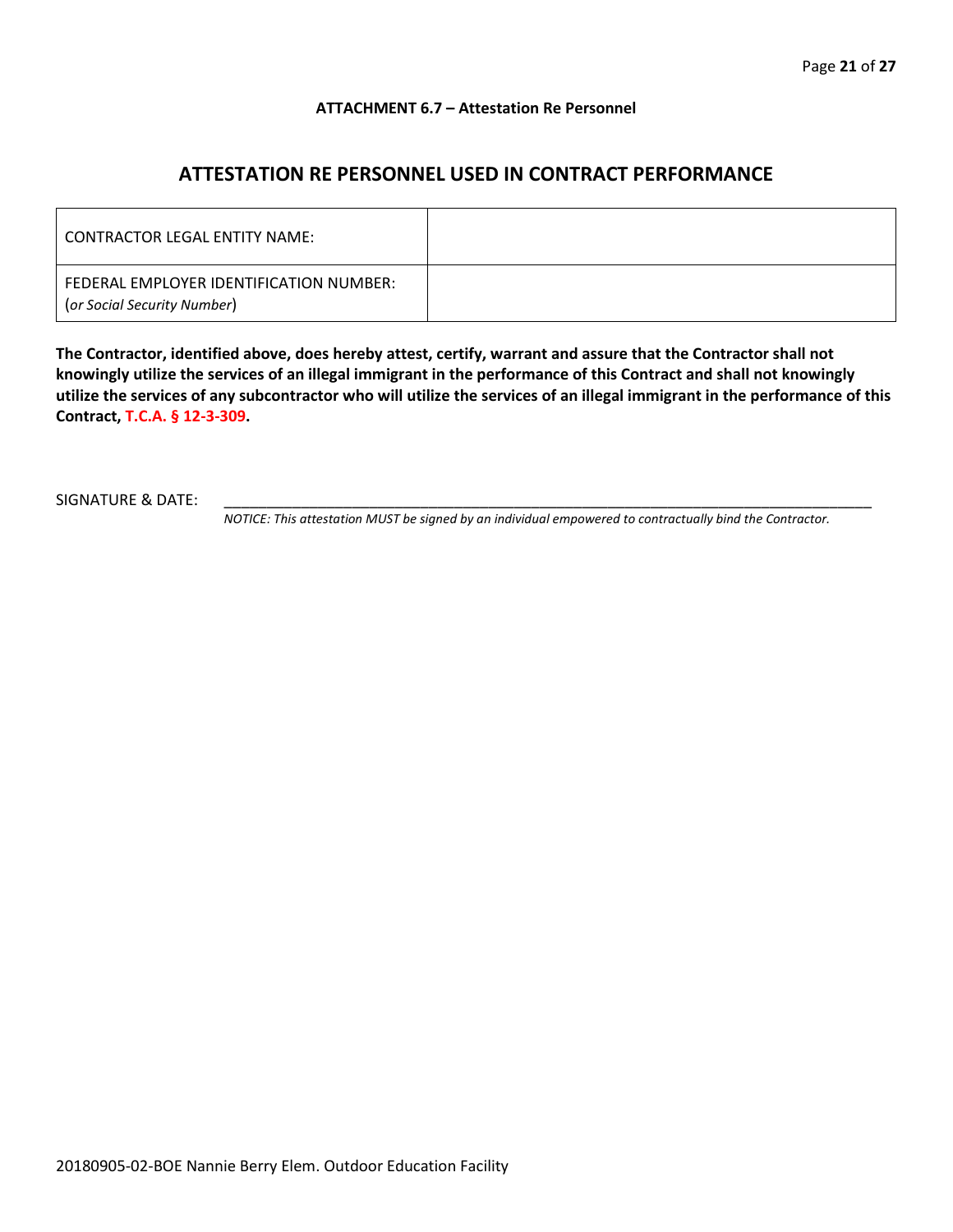**ATTACHMENT 6.7 – Attestation Re Personnel**

## ATTESTATION RE PERSONNEL USED IN CONTRACT PERFORMANCE

| | |
|---|---|
| CONTRACTOR LEGAL ENTITY NAME: | |
| FEDERAL EMPLOYER IDENTIFICATION NUMBER: (*or Social Security Number*) | |

**The Contractor, identified above, does hereby attest, certify, warrant and assure that the Contractor shall not knowingly utilize the services of an illegal immigrant in the performance of this Contract and shall not knowingly utilize the services of any subcontractor who will utilize the services of an illegal immigrant in the performance of this Contract, T.C.A. § 12-3-309.**

SIGNATURE & DATE: ________________________________________________________________________________

*NOTICE: This attestation MUST be signed by an individual empowered to contractually bind the Contractor.*

20180905-02-BOE Nannie Berry Elem. Outdoor Education Facility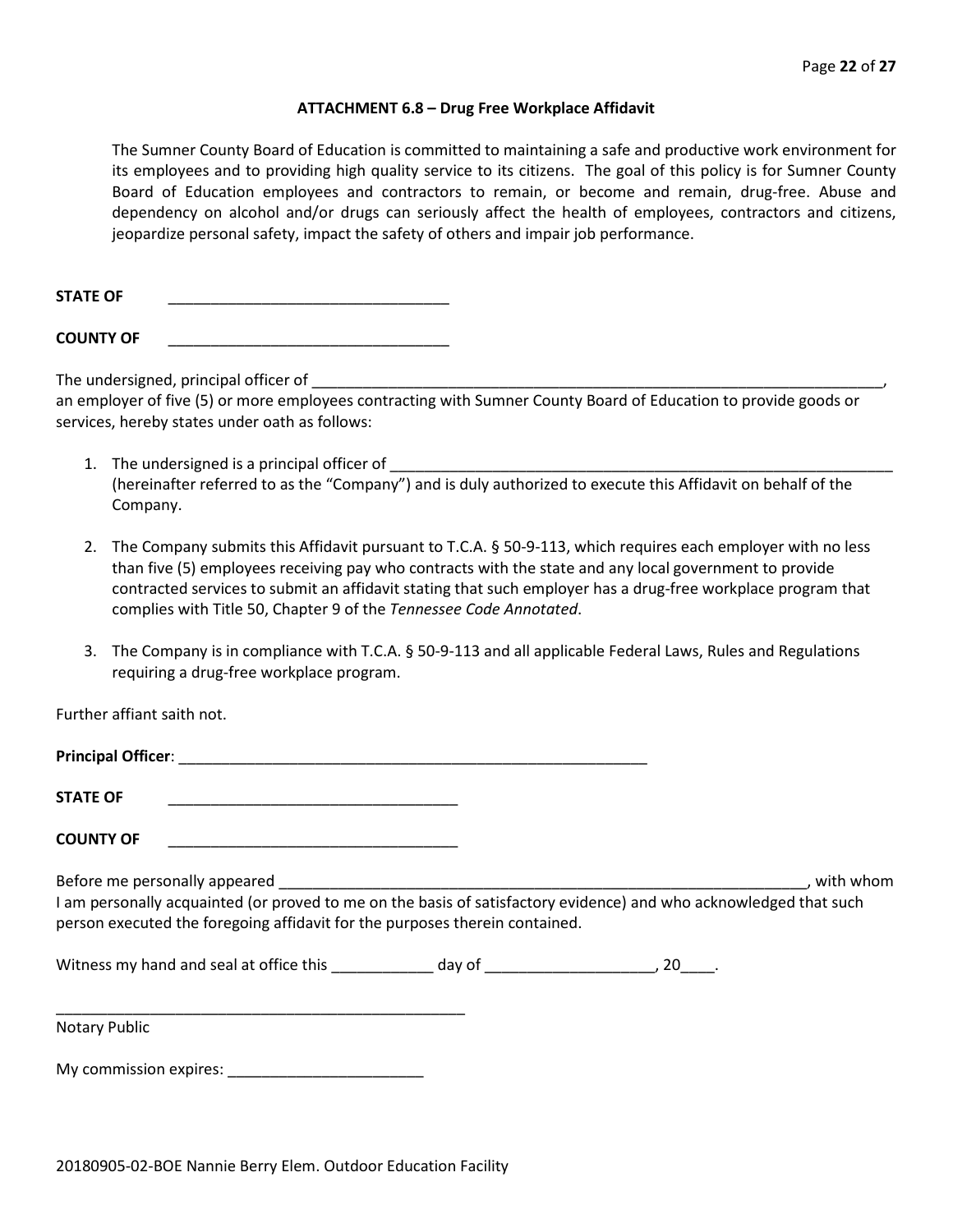### ATTACHMENT 6.8 – Drug Free Workplace Affidavit

The Sumner County Board of Education is committed to maintaining a safe and productive work environment for its employees and to providing high quality service to its citizens. The goal of this policy is for Sumner County Board of Education employees and contractors to remain, or become and remain, drug-free. Abuse and dependency on alcohol and/or drugs can seriously affect the health of employees, contractors and citizens, jeopardize personal safety, impact the safety of others and impair job performance.

**STATE OF** _________________________________

**COUNTY OF** _________________________________

The undersigned, principal officer of ______________________________________________________________________, an employer of five (5) or more employees contracting with Sumner County Board of Education to provide goods or services, hereby states under oath as follows:

1. The undersigned is a principal officer of ______________________________________________________________ (hereinafter referred to as the "Company") and is duly authorized to execute this Affidavit on behalf of the Company.

2. The Company submits this Affidavit pursuant to T.C.A. § 50-9-113, which requires each employer with no less than five (5) employees receiving pay who contracts with the state and any local government to provide contracted services to submit an affidavit stating that such employer has a drug-free workplace program that complies with Title 50, Chapter 9 of the *Tennessee Code Annotated*.

3. The Company is in compliance with T.C.A. § 50-9-113 and all applicable Federal Laws, Rules and Regulations requiring a drug-free workplace program.

Further affiant saith not.

**Principal Officer**: _______________________________________________________

**STATE OF** __________________________________

**COUNTY OF** __________________________________

Before me personally appeared ________________________________________________________________, with whom I am personally acquainted (or proved to me on the basis of satisfactory evidence) and who acknowledged that such person executed the foregoing affidavit for the purposes therein contained.

Witness my hand and seal at office this ____________ day of ____________________, 20____.

_________________________________________________
Notary Public

My commission expires: _______________________

20180905-02-BOE Nannie Berry Elem. Outdoor Education Facility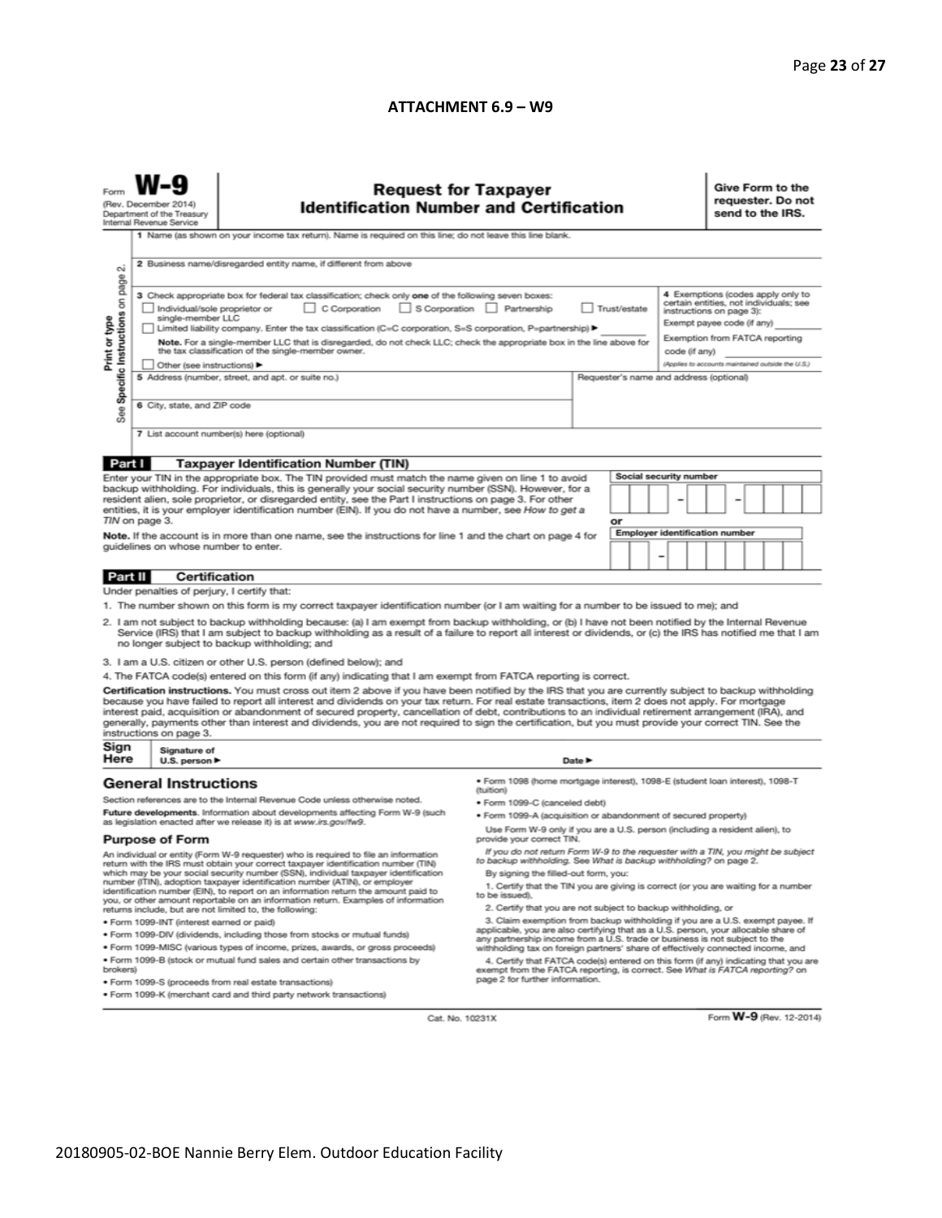# ATTACHMENT 6.9 – W9

Form **W-9**
(Rev. December 2014)
Department of the Treasury
Internal Revenue Service

## Request for Taxpayer Identification Number and Certification

**Give Form to the requester. Do not send to the IRS.**

Print or type
See **Specific Instructions** on page 2.

1 Name (as shown on your income tax return). Name is required on this line; do not leave this line blank.

2 Business name/disregarded entity name, if different from above

3 Check appropriate box for federal tax classification; check only **one** of the following seven boxes:

- ☐ Individual/sole proprietor or single-member LLC
- ☐ C Corporation
- ☐ S Corporation
- ☐ Partnership
- ☐ Trust/estate
- ☐ Limited liability company. Enter the tax classification (C=C corporation, S=S corporation, P=partnership) ▶ ______

**Note.** For a single-member LLC that is disregarded, do not check LLC; check the appropriate box in the line above for the tax classification of the single-member owner.

- ☐ Other (see instructions) ▶

4 Exemptions (codes apply only to certain entities, not individuals; see instructions on page 3):

Exempt payee code (if any) ______

Exemption from FATCA reporting code (if any) ______

*(Applies to accounts maintained outside the U.S.)*

5 Address (number, street, and apt. or suite no.)

Requester's name and address (optional)

6 City, state, and ZIP code

7 List account number(s) here (optional)

### Part I Taxpayer Identification Number (TIN)

Enter your TIN in the appropriate box. The TIN provided must match the name given on line 1 to avoid backup withholding. For individuals, this is generally your social security number (SSN). However, for a resident alien, sole proprietor, or disregarded entity, see the Part I instructions on page 3. For other entities, it is your employer identification number (EIN). If you do not have a number, see *How to get a TIN* on page 3.

**Note.** If the account is in more than one name, see the instructions for line 1 and the chart on page 4 for guidelines on whose number to enter.

**Social security number**

☐☐☐ – ☐☐ – ☐☐☐☐

or

**Employer identification number**

☐☐ – ☐☐☐☐☐☐☐

### Part II Certification

Under penalties of perjury, I certify that:

1. The number shown on this form is my correct taxpayer identification number (or I am waiting for a number to be issued to me); and
2. I am not subject to backup withholding because: (a) I am exempt from backup withholding, or (b) I have not been notified by the Internal Revenue Service (IRS) that I am subject to backup withholding as a result of a failure to report all interest or dividends, or (c) the IRS has notified me that I am no longer subject to backup withholding; and
3. I am a U.S. citizen or other U.S. person (defined below); and
4. The FATCA code(s) entered on this form (if any) indicating that I am exempt from FATCA reporting is correct.

**Certification instructions.** You must cross out item 2 above if you have been notified by the IRS that you are currently subject to backup withholding because you have failed to report all interest and dividends on your tax return. For real estate transactions, item 2 does not apply. For mortgage interest paid, acquisition or abandonment of secured property, cancellation of debt, contributions to an individual retirement arrangement (IRA), and generally, payments other than interest and dividends, you are not required to sign the certification, but you must provide your correct TIN. See the instructions on page 3.

**Sign Here** Signature of U.S. person ▶ Date ▶

## General Instructions

Section references are to the Internal Revenue Code unless otherwise noted.

**Future developments.** Information about developments affecting Form W-9 (such as legislation enacted after we release it) is at *www.irs.gov/fw9*.

### Purpose of Form

An individual or entity (Form W-9 requester) who is required to file an information return with the IRS must obtain your correct taxpayer identification number (TIN) which may be your social security number (SSN), individual taxpayer identification number (ITIN), adoption taxpayer identification number (ATIN), or employer identification number (EIN), to report on an information return the amount paid to you, or other amount reportable on an information return. Examples of information returns include, but are not limited to, the following:

- Form 1099-INT (interest earned or paid)
- Form 1099-DIV (dividends, including those from stocks or mutual funds)
- Form 1099-MISC (various types of income, prizes, awards, or gross proceeds)
- Form 1099-B (stock or mutual fund sales and certain other transactions by brokers)
- Form 1099-S (proceeds from real estate transactions)
- Form 1099-K (merchant card and third party network transactions)
- Form 1098 (home mortgage interest), 1098-E (student loan interest), 1098-T (tuition)
- Form 1099-C (canceled debt)
- Form 1099-A (acquisition or abandonment of secured property)

Use Form W-9 only if you are a U.S. person (including a resident alien), to provide your correct TIN.

*If you do not return Form W-9 to the requester with a TIN, you might be subject to backup withholding. See What is backup withholding? on page 2.*

By signing the filled-out form, you:

1. Certify that the TIN you are giving is correct (or you are waiting for a number to be issued),
2. Certify that you are not subject to backup withholding, or
3. Claim exemption from backup withholding if you are a U.S. exempt payee. If applicable, you are also certifying that as a U.S. person, your allocable share of any partnership income from a U.S. trade or business is not subject to the withholding tax on foreign partners' share of effectively connected income, and
4. Certify that FATCA code(s) entered on this form (if any) indicating that you are exempt from the FATCA reporting, is correct. See *What is FATCA reporting?* on page 2 for further information.

Cat. No. 10231X

Form **W-9** (Rev. 12-2014)

20180905-02-BOE Nannie Berry Elem. Outdoor Education Facility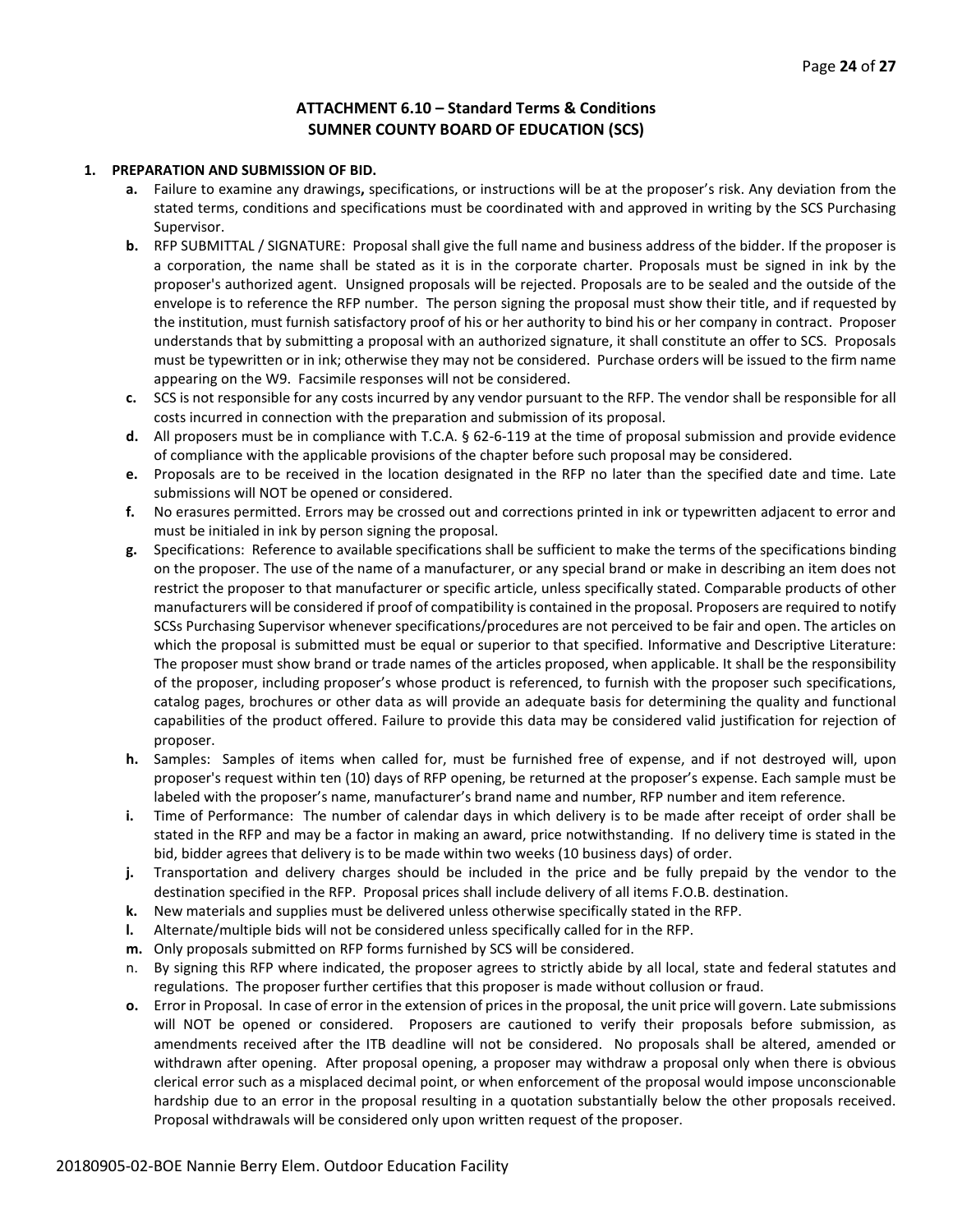## ATTACHMENT 6.10 – Standard Terms & Conditions
## SUMNER COUNTY BOARD OF EDUCATION (SCS)

**1. PREPARATION AND SUBMISSION OF BID.**

- **a.** Failure to examine any drawings**,** specifications, or instructions will be at the proposer's risk. Any deviation from the stated terms, conditions and specifications must be coordinated with and approved in writing by the SCS Purchasing Supervisor.
- **b.** RFP SUBMITTAL / SIGNATURE: Proposal shall give the full name and business address of the bidder. If the proposer is a corporation, the name shall be stated as it is in the corporate charter. Proposals must be signed in ink by the proposer's authorized agent. Unsigned proposals will be rejected. Proposals are to be sealed and the outside of the envelope is to reference the RFP number. The person signing the proposal must show their title, and if requested by the institution, must furnish satisfactory proof of his or her authority to bind his or her company in contract. Proposer understands that by submitting a proposal with an authorized signature, it shall constitute an offer to SCS. Proposals must be typewritten or in ink; otherwise they may not be considered. Purchase orders will be issued to the firm name appearing on the W9. Facsimile responses will not be considered.
- **c.** SCS is not responsible for any costs incurred by any vendor pursuant to the RFP. The vendor shall be responsible for all costs incurred in connection with the preparation and submission of its proposal.
- **d.** All proposers must be in compliance with T.C.A. § 62-6-119 at the time of proposal submission and provide evidence of compliance with the applicable provisions of the chapter before such proposal may be considered.
- **e.** Proposals are to be received in the location designated in the RFP no later than the specified date and time. Late submissions will NOT be opened or considered.
- **f.** No erasures permitted. Errors may be crossed out and corrections printed in ink or typewritten adjacent to error and must be initialed in ink by person signing the proposal.
- **g.** Specifications: Reference to available specifications shall be sufficient to make the terms of the specifications binding on the proposer. The use of the name of a manufacturer, or any special brand or make in describing an item does not restrict the proposer to that manufacturer or specific article, unless specifically stated. Comparable products of other manufacturers will be considered if proof of compatibility is contained in the proposal. Proposers are required to notify SCSs Purchasing Supervisor whenever specifications/procedures are not perceived to be fair and open. The articles on which the proposal is submitted must be equal or superior to that specified. Informative and Descriptive Literature: The proposer must show brand or trade names of the articles proposed, when applicable. It shall be the responsibility of the proposer, including proposer's whose product is referenced, to furnish with the proposer such specifications, catalog pages, brochures or other data as will provide an adequate basis for determining the quality and functional capabilities of the product offered. Failure to provide this data may be considered valid justification for rejection of proposer.
- **h.** Samples: Samples of items when called for, must be furnished free of expense, and if not destroyed will, upon proposer's request within ten (10) days of RFP opening, be returned at the proposer's expense. Each sample must be labeled with the proposer's name, manufacturer's brand name and number, RFP number and item reference.
- **i.** Time of Performance: The number of calendar days in which delivery is to be made after receipt of order shall be stated in the RFP and may be a factor in making an award, price notwithstanding. If no delivery time is stated in the bid, bidder agrees that delivery is to be made within two weeks (10 business days) of order.
- **j.** Transportation and delivery charges should be included in the price and be fully prepaid by the vendor to the destination specified in the RFP. Proposal prices shall include delivery of all items F.O.B. destination.
- **k.** New materials and supplies must be delivered unless otherwise specifically stated in the RFP.
- **l.** Alternate/multiple bids will not be considered unless specifically called for in the RFP.
- **m.** Only proposals submitted on RFP forms furnished by SCS will be considered.
- n. By signing this RFP where indicated, the proposer agrees to strictly abide by all local, state and federal statutes and regulations. The proposer further certifies that this proposer is made without collusion or fraud.
- **o.** Error in Proposal. In case of error in the extension of prices in the proposal, the unit price will govern. Late submissions will NOT be opened or considered. Proposers are cautioned to verify their proposals before submission, as amendments received after the ITB deadline will not be considered. No proposals shall be altered, amended or withdrawn after opening. After proposal opening, a proposer may withdraw a proposal only when there is obvious clerical error such as a misplaced decimal point, or when enforcement of the proposal would impose unconscionable hardship due to an error in the proposal resulting in a quotation substantially below the other proposals received. Proposal withdrawals will be considered only upon written request of the proposer.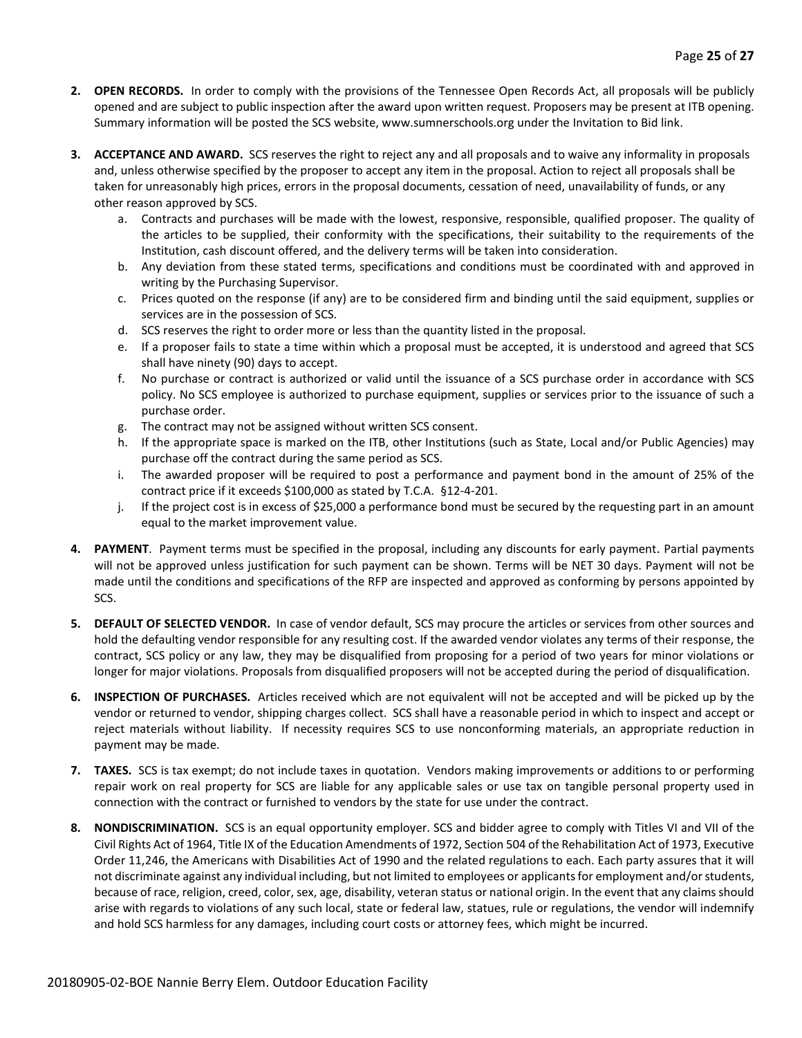2. **OPEN RECORDS.** In order to comply with the provisions of the Tennessee Open Records Act, all proposals will be publicly opened and are subject to public inspection after the award upon written request. Proposers may be present at ITB opening. Summary information will be posted the SCS website, www.sumnerschools.org under the Invitation to Bid link.

3. **ACCEPTANCE AND AWARD.** SCS reserves the right to reject any and all proposals and to waive any informality in proposals and, unless otherwise specified by the proposer to accept any item in the proposal. Action to reject all proposals shall be taken for unreasonably high prices, errors in the proposal documents, cessation of need, unavailability of funds, or any other reason approved by SCS.
   a. Contracts and purchases will be made with the lowest, responsive, responsible, qualified proposer. The quality of the articles to be supplied, their conformity with the specifications, their suitability to the requirements of the Institution, cash discount offered, and the delivery terms will be taken into consideration.
   b. Any deviation from these stated terms, specifications and conditions must be coordinated with and approved in writing by the Purchasing Supervisor.
   c. Prices quoted on the response (if any) are to be considered firm and binding until the said equipment, supplies or services are in the possession of SCS.
   d. SCS reserves the right to order more or less than the quantity listed in the proposal.
   e. If a proposer fails to state a time within which a proposal must be accepted, it is understood and agreed that SCS shall have ninety (90) days to accept.
   f. No purchase or contract is authorized or valid until the issuance of a SCS purchase order in accordance with SCS policy. No SCS employee is authorized to purchase equipment, supplies or services prior to the issuance of such a purchase order.
   g. The contract may not be assigned without written SCS consent.
   h. If the appropriate space is marked on the ITB, other Institutions (such as State, Local and/or Public Agencies) may purchase off the contract during the same period as SCS.
   i. The awarded proposer will be required to post a performance and payment bond in the amount of 25% of the contract price if it exceeds $100,000 as stated by T.C.A. §12-4-201.
   j. If the project cost is in excess of $25,000 a performance bond must be secured by the requesting part in an amount equal to the market improvement value.

4. **PAYMENT**. Payment terms must be specified in the proposal, including any discounts for early payment. Partial payments will not be approved unless justification for such payment can be shown. Terms will be NET 30 days. Payment will not be made until the conditions and specifications of the RFP are inspected and approved as conforming by persons appointed by SCS.

5. **DEFAULT OF SELECTED VENDOR.** In case of vendor default, SCS may procure the articles or services from other sources and hold the defaulting vendor responsible for any resulting cost. If the awarded vendor violates any terms of their response, the contract, SCS policy or any law, they may be disqualified from proposing for a period of two years for minor violations or longer for major violations. Proposals from disqualified proposers will not be accepted during the period of disqualification.

6. **INSPECTION OF PURCHASES.** Articles received which are not equivalent will not be accepted and will be picked up by the vendor or returned to vendor, shipping charges collect. SCS shall have a reasonable period in which to inspect and accept or reject materials without liability. If necessity requires SCS to use nonconforming materials, an appropriate reduction in payment may be made.

7. **TAXES.** SCS is tax exempt; do not include taxes in quotation. Vendors making improvements or additions to or performing repair work on real property for SCS are liable for any applicable sales or use tax on tangible personal property used in connection with the contract or furnished to vendors by the state for use under the contract.

8. **NONDISCRIMINATION.** SCS is an equal opportunity employer. SCS and bidder agree to comply with Titles VI and VII of the Civil Rights Act of 1964, Title IX of the Education Amendments of 1972, Section 504 of the Rehabilitation Act of 1973, Executive Order 11,246, the Americans with Disabilities Act of 1990 and the related regulations to each. Each party assures that it will not discriminate against any individual including, but not limited to employees or applicants for employment and/or students, because of race, religion, creed, color, sex, age, disability, veteran status or national origin. In the event that any claims should arise with regards to violations of any such local, state or federal law, statues, rule or regulations, the vendor will indemnify and hold SCS harmless for any damages, including court costs or attorney fees, which might be incurred.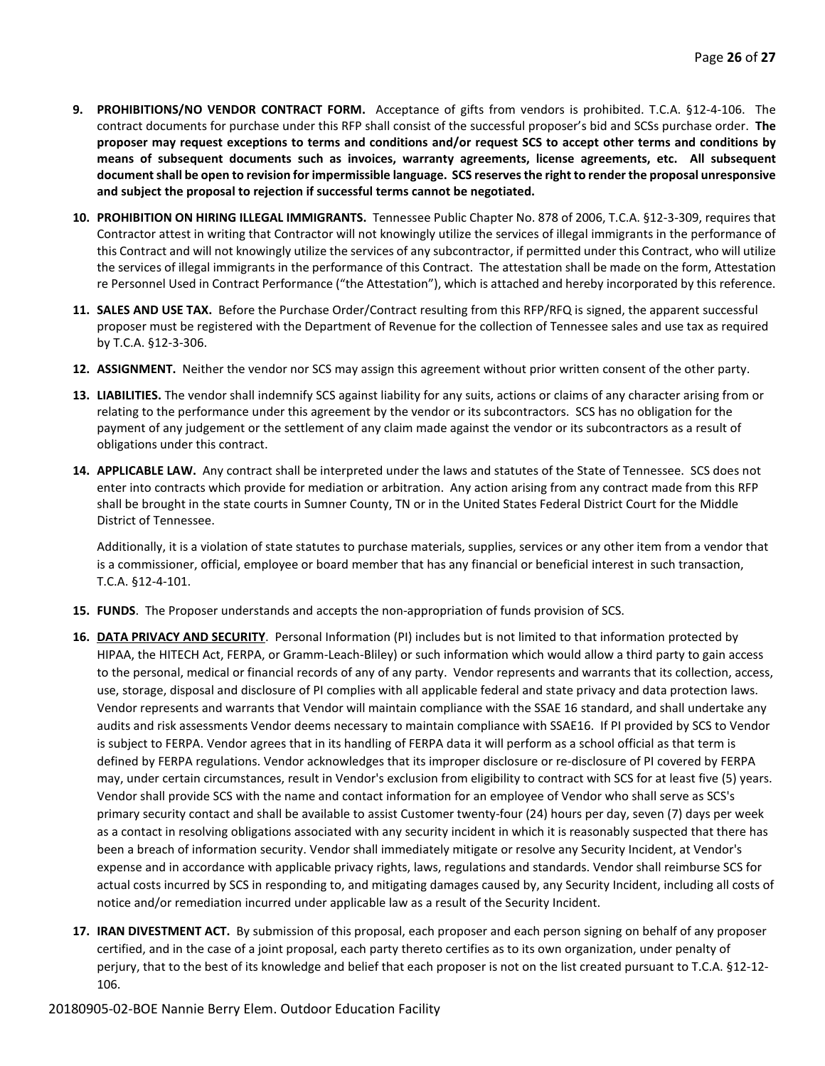9. **PROHIBITIONS/NO VENDOR CONTRACT FORM.** Acceptance of gifts from vendors is prohibited. T.C.A. §12-4-106. The contract documents for purchase under this RFP shall consist of the successful proposer's bid and SCSs purchase order. **The proposer may request exceptions to terms and conditions and/or request SCS to accept other terms and conditions by means of subsequent documents such as invoices, warranty agreements, license agreements, etc. All subsequent document shall be open to revision for impermissible language. SCS reserves the right to render the proposal unresponsive and subject the proposal to rejection if successful terms cannot be negotiated.**

10. **PROHIBITION ON HIRING ILLEGAL IMMIGRANTS.** Tennessee Public Chapter No. 878 of 2006, T.C.A. §12-3-309, requires that Contractor attest in writing that Contractor will not knowingly utilize the services of illegal immigrants in the performance of this Contract and will not knowingly utilize the services of any subcontractor, if permitted under this Contract, who will utilize the services of illegal immigrants in the performance of this Contract. The attestation shall be made on the form, Attestation re Personnel Used in Contract Performance ("the Attestation"), which is attached and hereby incorporated by this reference.

11. **SALES AND USE TAX.** Before the Purchase Order/Contract resulting from this RFP/RFQ is signed, the apparent successful proposer must be registered with the Department of Revenue for the collection of Tennessee sales and use tax as required by T.C.A. §12-3-306.

12. **ASSIGNMENT.** Neither the vendor nor SCS may assign this agreement without prior written consent of the other party.

13. **LIABILITIES.** The vendor shall indemnify SCS against liability for any suits, actions or claims of any character arising from or relating to the performance under this agreement by the vendor or its subcontractors. SCS has no obligation for the payment of any judgement or the settlement of any claim made against the vendor or its subcontractors as a result of obligations under this contract.

14. **APPLICABLE LAW.** Any contract shall be interpreted under the laws and statutes of the State of Tennessee. SCS does not enter into contracts which provide for mediation or arbitration. Any action arising from any contract made from this RFP shall be brought in the state courts in Sumner County, TN or in the United States Federal District Court for the Middle District of Tennessee.

    Additionally, it is a violation of state statutes to purchase materials, supplies, services or any other item from a vendor that is a commissioner, official, employee or board member that has any financial or beneficial interest in such transaction, T.C.A. §12-4-101.

15. **FUNDS**. The Proposer understands and accepts the non-appropriation of funds provision of SCS.

16. **DATA PRIVACY AND SECURITY**. Personal Information (PI) includes but is not limited to that information protected by HIPAA, the HITECH Act, FERPA, or Gramm-Leach-Bliley) or such information which would allow a third party to gain access to the personal, medical or financial records of any of any party. Vendor represents and warrants that its collection, access, use, storage, disposal and disclosure of PI complies with all applicable federal and state privacy and data protection laws. Vendor represents and warrants that Vendor will maintain compliance with the SSAE 16 standard, and shall undertake any audits and risk assessments Vendor deems necessary to maintain compliance with SSAE16. If PI provided by SCS to Vendor is subject to FERPA. Vendor agrees that in its handling of FERPA data it will perform as a school official as that term is defined by FERPA regulations. Vendor acknowledges that its improper disclosure or re-disclosure of PI covered by FERPA may, under certain circumstances, result in Vendor's exclusion from eligibility to contract with SCS for at least five (5) years. Vendor shall provide SCS with the name and contact information for an employee of Vendor who shall serve as SCS's primary security contact and shall be available to assist Customer twenty-four (24) hours per day, seven (7) days per week as a contact in resolving obligations associated with any security incident in which it is reasonably suspected that there has been a breach of information security. Vendor shall immediately mitigate or resolve any Security Incident, at Vendor's expense and in accordance with applicable privacy rights, laws, regulations and standards. Vendor shall reimburse SCS for actual costs incurred by SCS in responding to, and mitigating damages caused by, any Security Incident, including all costs of notice and/or remediation incurred under applicable law as a result of the Security Incident.

17. **IRAN DIVESTMENT ACT.** By submission of this proposal, each proposer and each person signing on behalf of any proposer certified, and in the case of a joint proposal, each party thereto certifies as to its own organization, under penalty of perjury, that to the best of its knowledge and belief that each proposer is not on the list created pursuant to T.C.A. §12-12-106.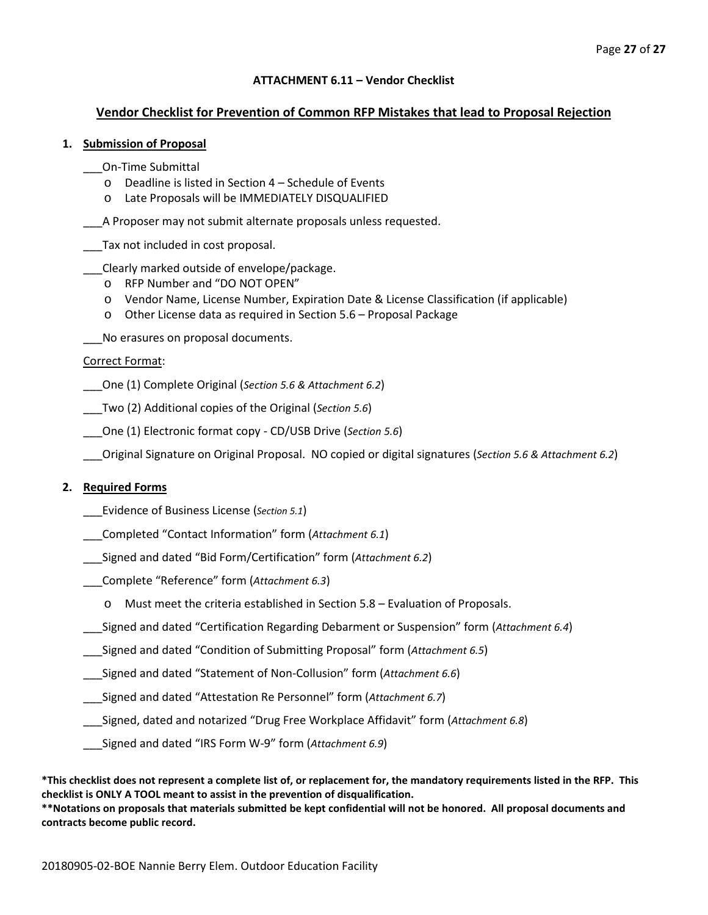## ATTACHMENT 6.11 – Vendor Checklist

### Vendor Checklist for Prevention of Common RFP Mistakes that lead to Proposal Rejection

1. **Submission of Proposal**

   ___On-Time Submittal
   - Deadline is listed in Section 4 – Schedule of Events
   - Late Proposals will be IMMEDIATELY DISQUALIFIED

   ___A Proposer may not submit alternate proposals unless requested.

   ___Tax not included in cost proposal.

   ___Clearly marked outside of envelope/package.
   - RFP Number and "DO NOT OPEN"
   - Vendor Name, License Number, Expiration Date & License Classification (if applicable)
   - Other License data as required in Section 5.6 – Proposal Package

   ___No erasures on proposal documents.

   Correct Format:

   ___One (1) Complete Original (*Section 5.6 & Attachment 6.2*)

   ___Two (2) Additional copies of the Original (*Section 5.6*)

   ___One (1) Electronic format copy - CD/USB Drive (*Section 5.6*)

   ___Original Signature on Original Proposal. NO copied or digital signatures (*Section 5.6 & Attachment 6.2*)

2. **Required Forms**

   ___Evidence of Business License (*Section 5.1*)

   ___Completed "Contact Information" form (*Attachment 6.1*)

   ___Signed and dated "Bid Form/Certification" form (*Attachment 6.2*)

   ___Complete "Reference" form (*Attachment 6.3*)
   - Must meet the criteria established in Section 5.8 – Evaluation of Proposals.

   ___Signed and dated "Certification Regarding Debarment or Suspension" form (*Attachment 6.4*)

   ___Signed and dated "Condition of Submitting Proposal" form (*Attachment 6.5*)

   ___Signed and dated "Statement of Non-Collusion" form (*Attachment 6.6*)

   ___Signed and dated "Attestation Re Personnel" form (*Attachment 6.7*)

   ___Signed, dated and notarized "Drug Free Workplace Affidavit" form (*Attachment 6.8*)

   ___Signed and dated "IRS Form W-9" form (*Attachment 6.9*)

**\*This checklist does not represent a complete list of, or replacement for, the mandatory requirements listed in the RFP. This checklist is ONLY A TOOL meant to assist in the prevention of disqualification.**

**\*\*Notations on proposals that materials submitted be kept confidential will not be honored. All proposal documents and contracts become public record.**